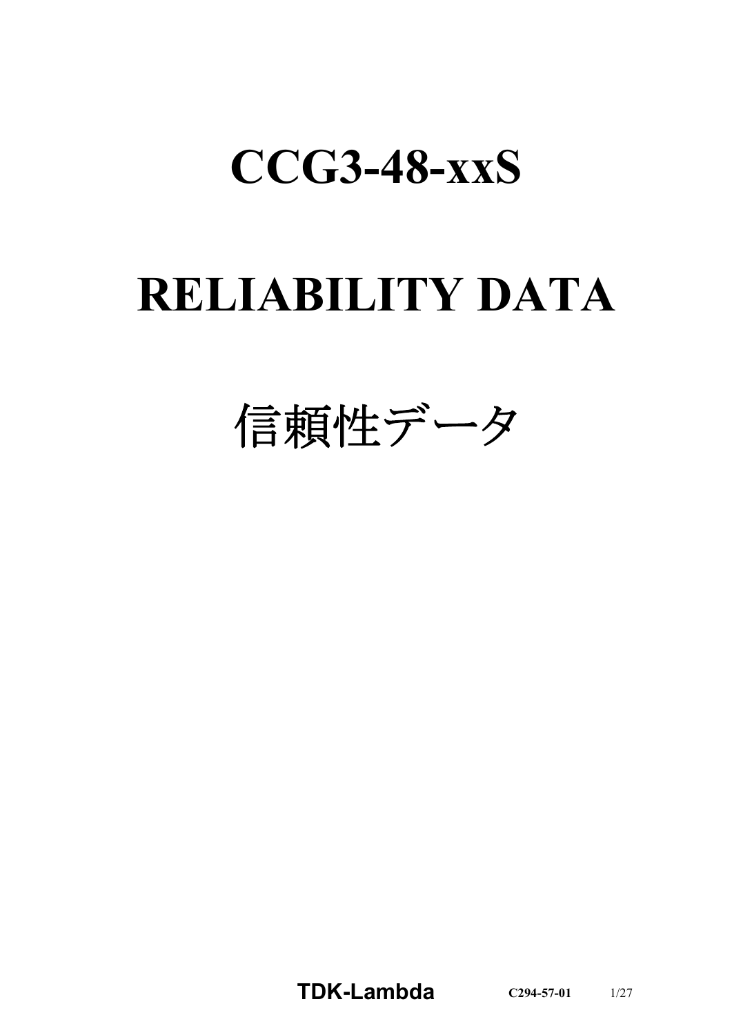# CCG3-48-xxS

# RELIABILITY DATA

# 信頼性データ

**TDK-Lambda** C294-57-01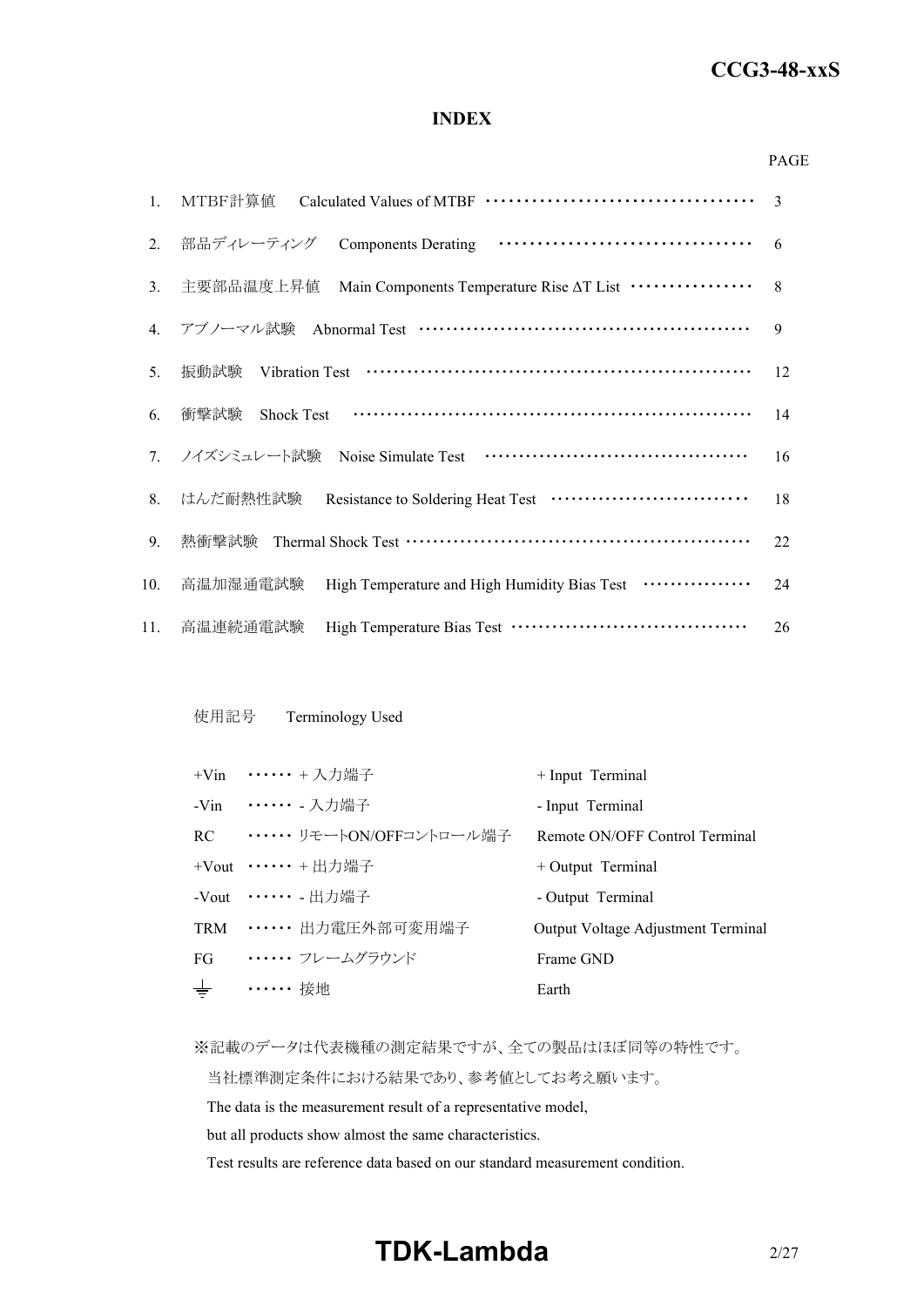# INDEX

| | | PAGE |
|---|---|---|
| 1. | MTBF計算値　Calculated Values of MTBF | 3 |
| 2. | 部品ディレーティング　Components Derating | 6 |
| 3. | 主要部品温度上昇値　Main Components Temperature Rise ΔT List | 8 |
| 4. | アブノーマル試験　Abnormal Test | 9 |
| 5. | 振動試験　Vibration Test | 12 |
| 6. | 衝撃試験　Shock Test | 14 |
| 7. | ノイズシミュレート試験　Noise Simulate Test | 16 |
| 8. | はんだ耐熱性試験　Resistance to Soldering Heat Test | 18 |
| 9. | 熱衝撃試験　Thermal Shock Test | 22 |
| 10. | 高温加湿通電試験　High Temperature and High Humidity Bias Test | 24 |
| 11. | 高温連続通電試験　High Temperature Bias Test | 26 |

使用記号　Terminology Used

| | | |
|---|---|---|
| +Vin | ・・・・・・ + 入力端子 | + Input Terminal |
| -Vin | ・・・・・・ - 入力端子 | - Input Terminal |
| RC | ・・・・・・ リモートON/OFFコントロール端子 | Remote ON/OFF Control Terminal |
| +Vout | ・・・・・・ + 出力端子 | + Output Terminal |
| -Vout | ・・・・・・ - 出力端子 | - Output Terminal |
| TRM | ・・・・・・ 出力電圧外部可変用端子 | Output Voltage Adjustment Terminal |
| FG | ・・・・・・ フレームグラウンド | Frame GND |
| ⏚ | ・・・・・・ 接地 | Earth |

※記載のデータは代表機種の測定結果ですが、全ての製品はほぼ同等の特性です。
当社標準測定条件における結果であり、参考値としてお考え願います。
The data is the measurement result of a representative model,
but all products show almost the same characteristics.
Test results are reference data based on our standard measurement condition.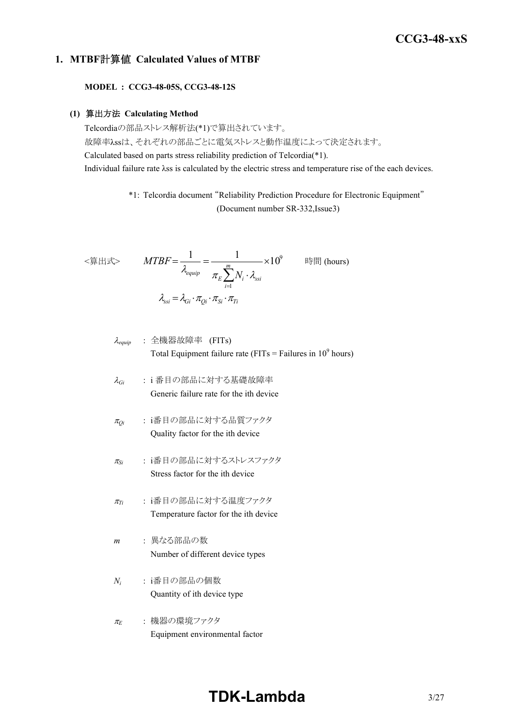## 1. MTBF計算値 Calculated Values of MTBF

**MODEL : CCG3-48-05S, CCG3-48-12S**

### (1) 算出方法 Calculating Method

Telcordiaの部品ストレス解析法(*1)で算出されています。
故障率λssは、それぞれの部品ごとに電気ストレスと動作温度によって決定されます。
Calculated based on parts stress reliability prediction of Telcordia(*1).
Individual failure rate λss is calculated by the electric stress and temperature rise of the each devices.

*1: Telcordia document "Reliability Prediction Procedure for Electronic Equipment" (Document number SR-332,Issue3)

<算出式>

$$MTBF = \frac{1}{\lambda_{equip}} = \frac{1}{\pi_E \sum_{i=1}^{m} N_i \cdot \lambda_{ssi}} \times 10^9 \quad \text{時間 (hours)}$$

$$\lambda_{ssi} = \lambda_{Gi} \cdot \pi_{Qi} \cdot \pi_{Si} \cdot \pi_{Ti}$$

- $\lambda_{equip}$ : 全機器故障率 (FITs)
  Total Equipment failure rate (FITs = Failures in $10^9$ hours)
- $\lambda_{Gi}$ : i 番目の部品に対する基礎故障率
  Generic failure rate for the ith device
- $\pi_{Qi}$ : i番目の部品に対する品質ファクタ
  Quality factor for the ith device
- $\pi_{Si}$ : i番目の部品に対するストレスファクタ
  Stress factor for the ith device
- $\pi_{Ti}$ : i番目の部品に対する温度ファクタ
  Temperature factor for the ith device
- $m$ : 異なる部品の数
  Number of different device types
- $N_i$ : i番目の部品の個数
  Quantity of ith device type
- $\pi_E$ : 機器の環境ファクタ
  Equipment environmental factor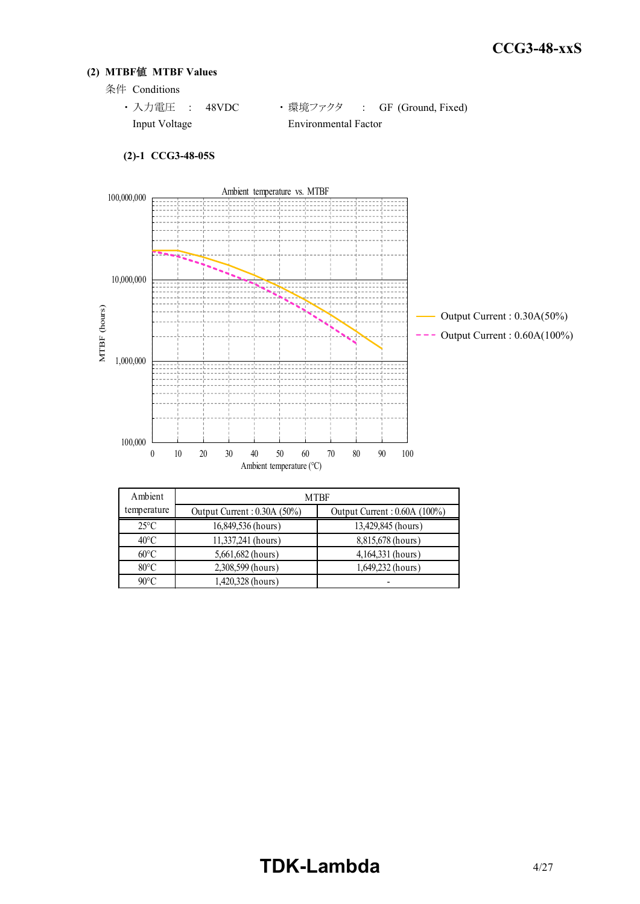## (2) MTBF値 MTBF Values

条件 Conditions

・入力電圧 : 48VDC
Input Voltage

・環境ファクタ : GF (Ground, Fixed)
Environmental Factor

### (2)-1 CCG3-48-05S

| Ambient temperature | MTBF | |
|---|---|---|
| | Output Current : 0.30A (50%) | Output Current : 0.60A (100%) |
| 25°C | 16,849,536 (hours) | 13,429,845 (hours) |
| 40°C | 11,337,241 (hours) | 8,815,678 (hours) |
| 60°C | 5,661,682 (hours) | 4,164,331 (hours) |
| 80°C | 2,308,599 (hours) | 1,649,232 (hours) |
| 90°C | 1,420,328 (hours) | - |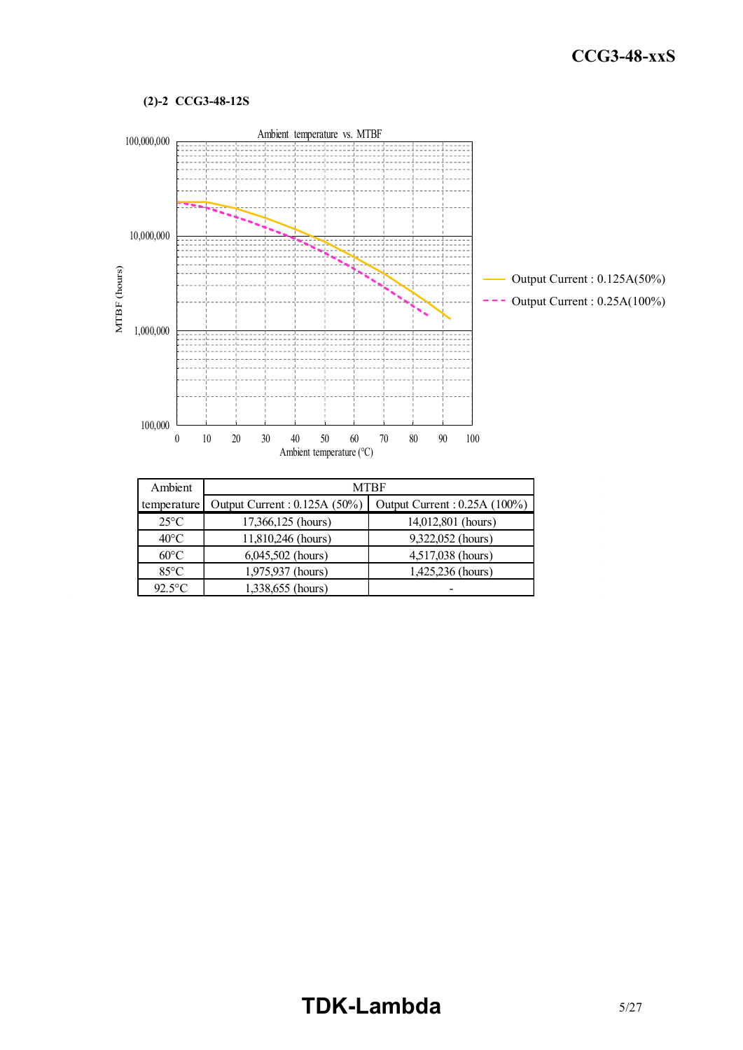### (2)-2 CCG3-48-12S

Ambient temperature vs. MTBF

MTBF (hours)

Ambient temperature (°C)

Output Current : 0.125A(50%)

Output Current : 0.25A(100%)

| Ambient temperature | MTBF | |
|---|---|---|
| | Output Current : 0.125A (50%) | Output Current : 0.25A (100%) |
| 25°C | 17,366,125 (hours) | 14,012,801 (hours) |
| 40°C | 11,810,246 (hours) | 9,322,052 (hours) |
| 60°C | 6,045,502 (hours) | 4,517,038 (hours) |
| 85°C | 1,975,937 (hours) | 1,425,236 (hours) |
| 92.5°C | 1,338,655 (hours) | - |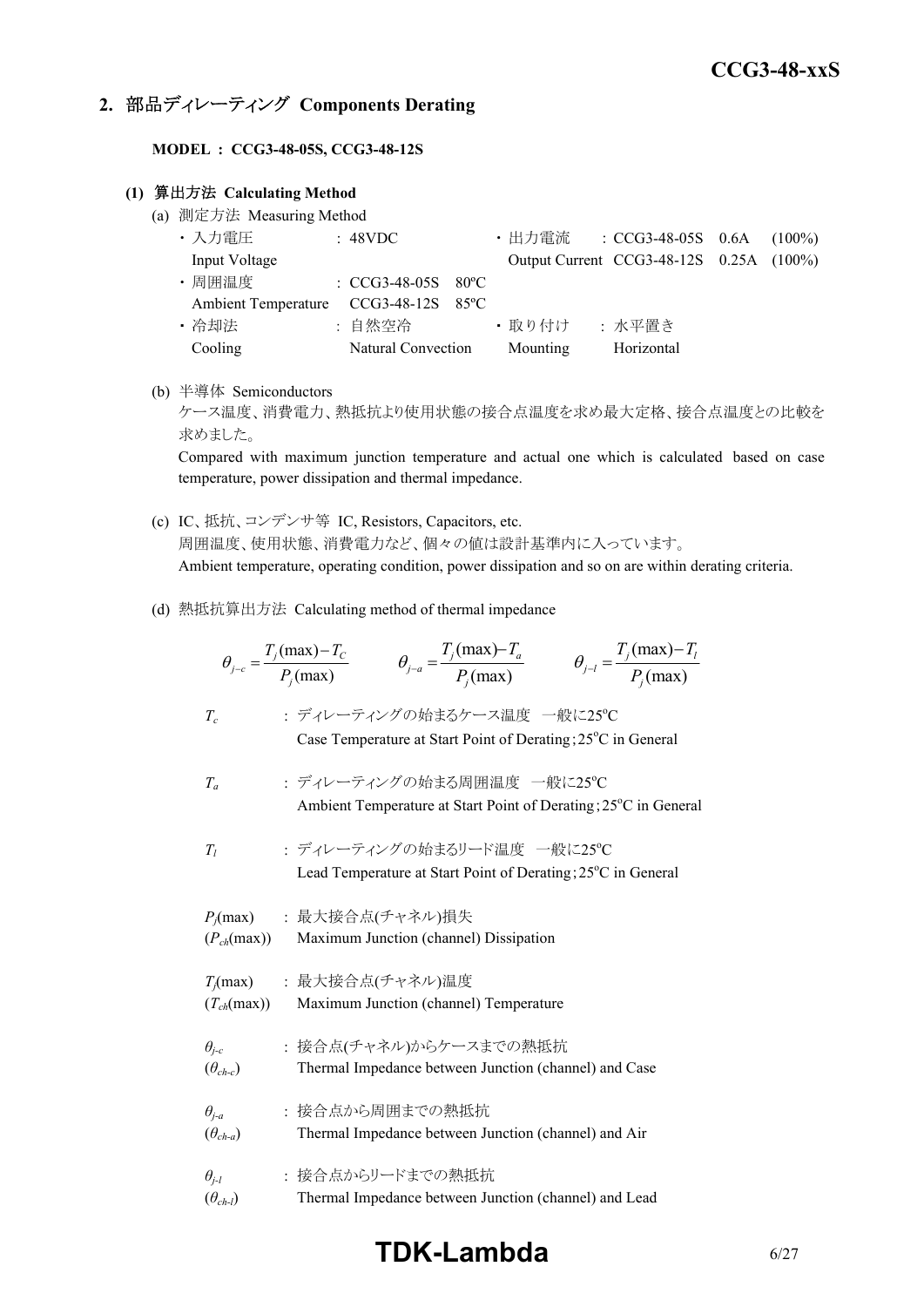## 2. 部品ディレーティング Components Derating

**MODEL : CCG3-48-05S, CCG3-48-12S**

### (1) 算出方法 Calculating Method

(a) 測定方法 Measuring Method

| | | | |
|---|---|---|---|
| ・入力電圧 Input Voltage | : 48VDC | ・出力電流 Output Current | : CCG3-48-05S 0.6A (100%) CCG3-48-12S 0.25A (100%) |
| ・周囲温度 Ambient Temperature | : CCG3-48-05S 80ºC CCG3-48-12S 85ºC | | |
| ・冷却法 Cooling | : 自然空冷 Natural Convection | ・取り付け Mounting | : 水平置き Horizontal |

(b) 半導体 Semiconductors

ケース温度、消費電力、熱抵抗より使用状態の接合点温度を求め最大定格、接合点温度との比較を求めました。

Compared with maximum junction temperature and actual one which is calculated based on case temperature, power dissipation and thermal impedance.

(c) IC、抵抗、コンデンサ等 IC, Resistors, Capacitors, etc.

周囲温度、使用状態、消費電力など、個々の値は設計基準内に入っています。

Ambient temperature, operating condition, power dissipation and so on are within derating criteria.

(d) 熱抵抗算出方法 Calculating method of thermal impedance

$$\theta_{j-c} = \frac{T_j(\max) - T_C}{P_j(\max)} \qquad \theta_{j-a} = \frac{T_j(\max) - T_a}{P_j(\max)} \qquad \theta_{j-l} = \frac{T_j(\max) - T_l}{P_j(\max)}$$

$T_c$ : ディレーティングの始まるケース温度 一般に25°C
Case Temperature at Start Point of Derating;25°C in General

$T_a$ : ディレーティングの始まる周囲温度 一般に25°C
Ambient Temperature at Start Point of Derating;25°C in General

$T_l$ : ディレーティングの始まるリード温度 一般に25°C
Lead Temperature at Start Point of Derating;25°C in General

$P_j(\max)$ ($P_{ch}(\max)$) : 最大接合点(チャネル)損失
Maximum Junction (channel) Dissipation

$T_j(\max)$ ($T_{ch}(\max)$) : 最大接合点(チャネル)温度
Maximum Junction (channel) Temperature

$\theta_{j-c}$ ($\theta_{ch-c}$) : 接合点(チャネル)からケースまでの熱抵抗
Thermal Impedance between Junction (channel) and Case

$\theta_{j-a}$ ($\theta_{ch-a}$) : 接合点から周囲までの熱抵抗
Thermal Impedance between Junction (channel) and Air

$\theta_{j-l}$ ($\theta_{ch-l}$) : 接合点からリードまでの熱抵抗
Thermal Impedance between Junction (channel) and Lead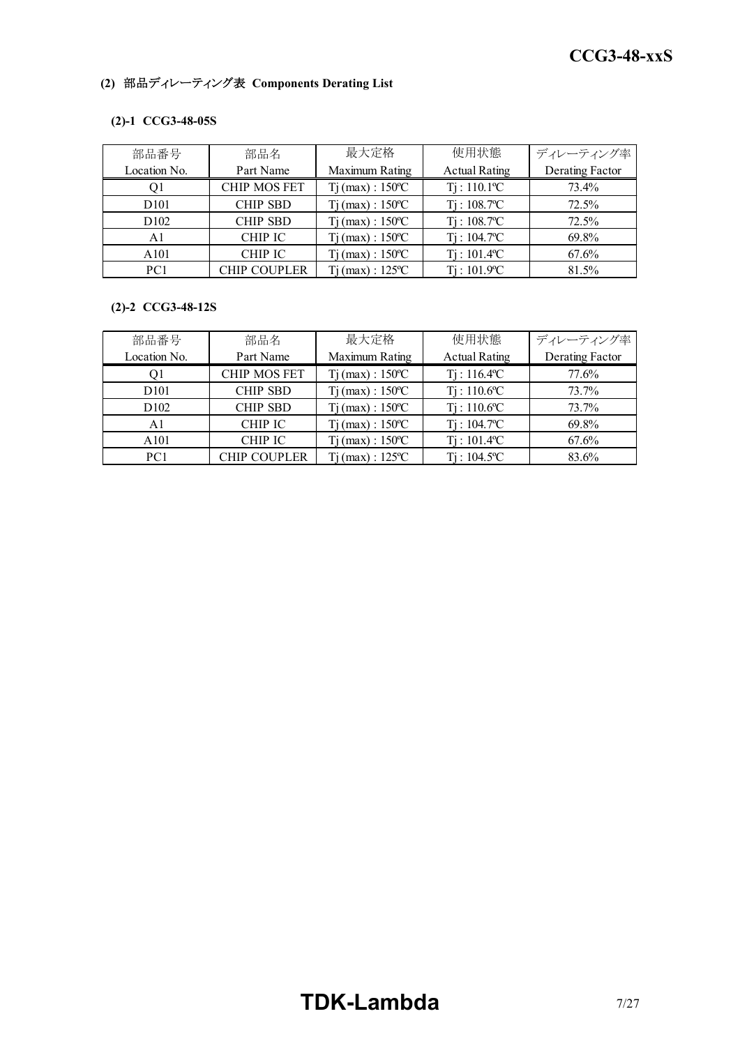## (2) 部品ディレーティング表 Components Derating List

### (2)-1 CCG3-48-05S

| 部品番号<br>Location No. | 部品名<br>Part Name | 最大定格<br>Maximum Rating | 使用状態<br>Actual Rating | ディレーティング率<br>Derating Factor |
|---|---|---|---|---|
| Q1 | CHIP MOS FET | Tj (max) : 150ºC | Tj : 110.1ºC | 73.4% |
| D101 | CHIP SBD | Tj (max) : 150ºC | Tj : 108.7ºC | 72.5% |
| D102 | CHIP SBD | Tj (max) : 150ºC | Tj : 108.7ºC | 72.5% |
| A1 | CHIP IC | Tj (max) : 150ºC | Tj : 104.7ºC | 69.8% |
| A101 | CHIP IC | Tj (max) : 150ºC | Tj : 101.4ºC | 67.6% |
| PC1 | CHIP COUPLER | Tj (max) : 125ºC | Tj : 101.9ºC | 81.5% |

### (2)-2 CCG3-48-12S

| 部品番号<br>Location No. | 部品名<br>Part Name | 最大定格<br>Maximum Rating | 使用状態<br>Actual Rating | ディレーティング率<br>Derating Factor |
|---|---|---|---|---|
| Q1 | CHIP MOS FET | Tj (max) : 150ºC | Tj : 116.4ºC | 77.6% |
| D101 | CHIP SBD | Tj (max) : 150ºC | Tj : 110.6ºC | 73.7% |
| D102 | CHIP SBD | Tj (max) : 150ºC | Tj : 110.6ºC | 73.7% |
| A1 | CHIP IC | Tj (max) : 150ºC | Tj : 104.7ºC | 69.8% |
| A101 | CHIP IC | Tj (max) : 150ºC | Tj : 101.4ºC | 67.6% |
| PC1 | CHIP COUPLER | Tj (max) : 125ºC | Tj : 104.5ºC | 83.6% |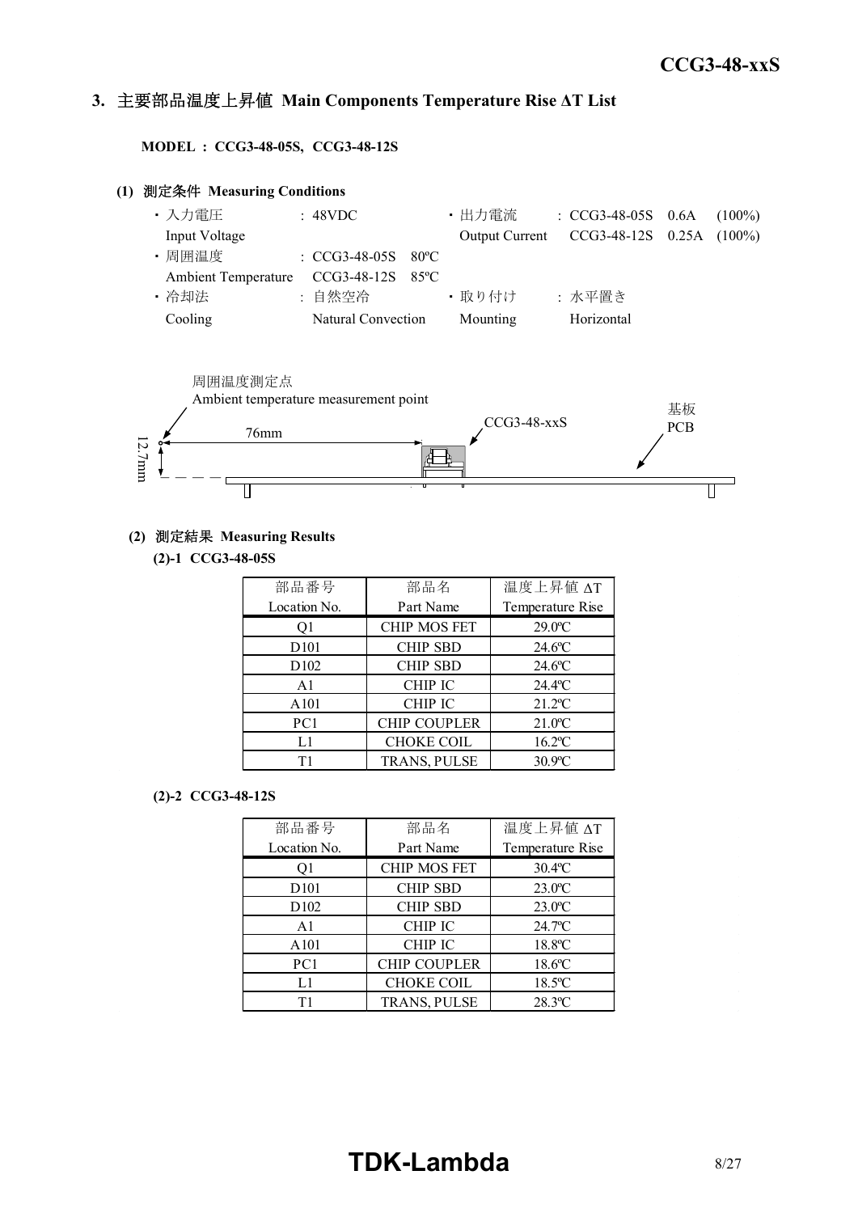## 3. 主要部品温度上昇値 Main Components Temperature Rise ΔT List

**MODEL : CCG3-48-05S, CCG3-48-12S**

### (1) 測定条件 Measuring Conditions

- 入力電圧 Input Voltage : 48VDC
- 出力電流 Output Current : CCG3-48-05S 0.6A (100%) / CCG3-48-12S 0.25A (100%)
- 周囲温度 Ambient Temperature : CCG3-48-05S 80ºC / CCG3-48-12S 85ºC
- 冷却法 Cooling : 自然空冷 Natural Convection
- 取り付け Mounting : 水平置き Horizontal

周囲温度測定点
Ambient temperature measurement point

76mm

12.7mm

CCG3-48-xxS

基板
PCB

### (2) 測定結果 Measuring Results

**(2)-1 CCG3-48-05S**

| 部品番号<br>Location No. | 部品名<br>Part Name | 温度上昇値 ΔT<br>Temperature Rise |
|---|---|---|
| Q1 | CHIP MOS FET | 29.0ºC |
| D101 | CHIP SBD | 24.6ºC |
| D102 | CHIP SBD | 24.6ºC |
| A1 | CHIP IC | 24.4ºC |
| A101 | CHIP IC | 21.2ºC |
| PC1 | CHIP COUPLER | 21.0ºC |
| L1 | CHOKE COIL | 16.2ºC |
| T1 | TRANS, PULSE | 30.9ºC |

**(2)-2 CCG3-48-12S**

| 部品番号<br>Location No. | 部品名<br>Part Name | 温度上昇値 ΔT<br>Temperature Rise |
|---|---|---|
| Q1 | CHIP MOS FET | 30.4ºC |
| D101 | CHIP SBD | 23.0ºC |
| D102 | CHIP SBD | 23.0ºC |
| A1 | CHIP IC | 24.7ºC |
| A101 | CHIP IC | 18.8ºC |
| PC1 | CHIP COUPLER | 18.6ºC |
| L1 | CHOKE COIL | 18.5ºC |
| T1 | TRANS, PULSE | 28.3ºC |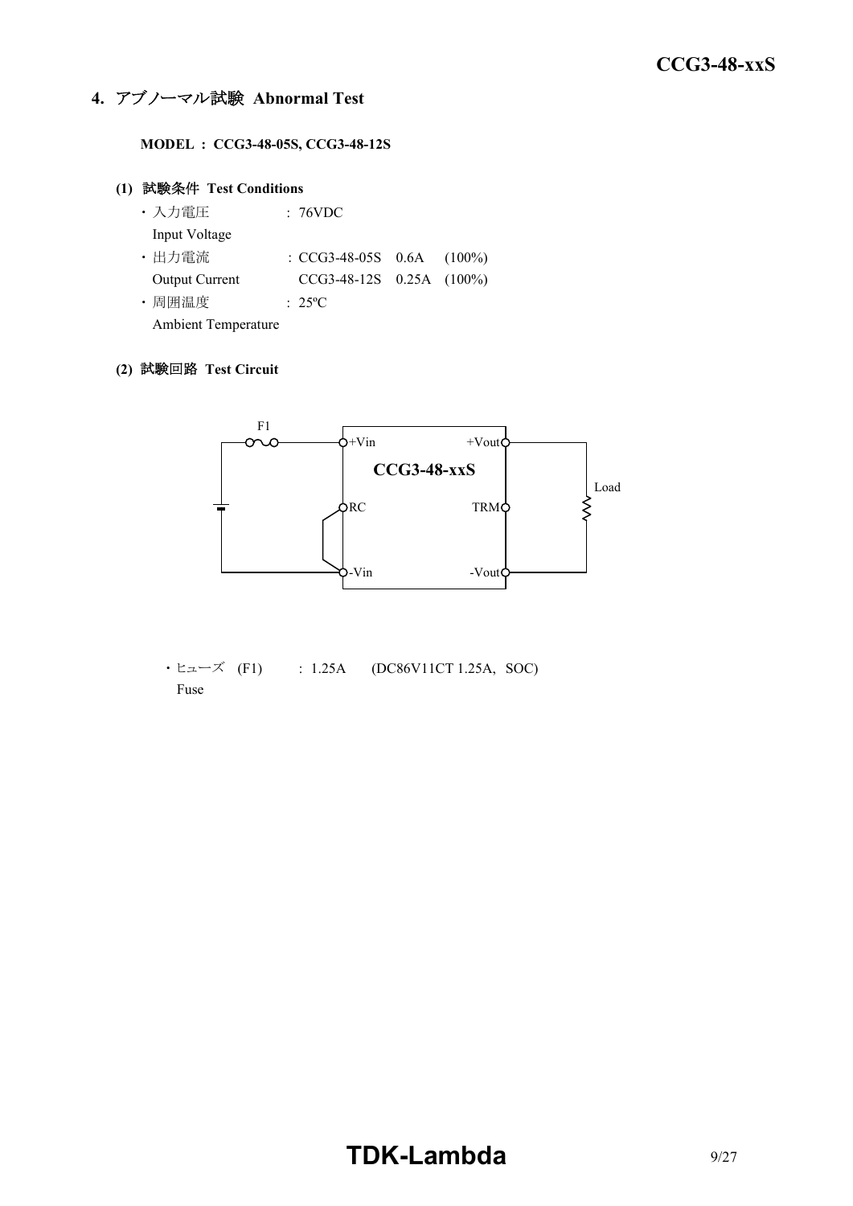## 4. アブノーマル試験 Abnormal Test

**MODEL : CCG3-48-05S, CCG3-48-12S**

### (1) 試験条件 Test Conditions

- 入力電圧 : 76VDC
  Input Voltage
- 出力電流 : CCG3-48-05S 0.6A (100%)
  Output Current CCG3-48-12S 0.25A (100%)
- 周囲温度 : 25ºC
  Ambient Temperature

### (2) 試験回路 Test Circuit

F1

+Vin +Vout

CCG3-48-xxS

Load

RC TRM

-Vin -Vout

- ヒューズ (F1) : 1.25A (DC86V11CT 1.25A, SOC)
  Fuse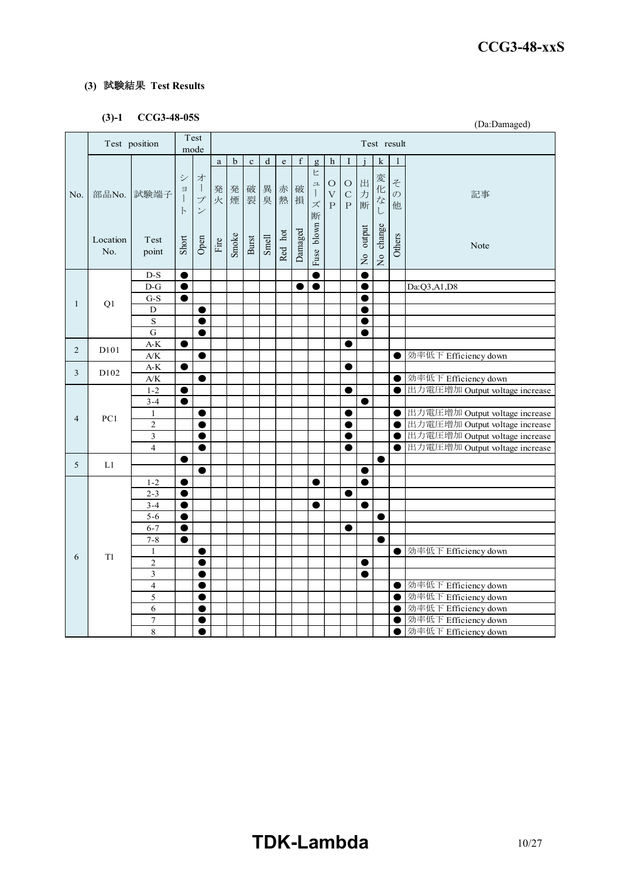### (3) 試験結果 Test Results

#### (3)-1 CCG3-48-05S

(Da:Damaged)

| No. | 部品No. Location No. | 試験端子 Test point | ショート Short | オープン Open | a 発火 Fire | b 発煙 Smoke | c 破裂 Burst | d 異臭 Smell | e 赤熱 Red hot | f 破損 Damaged | g ヒューズ断 Fuse blown | h OVP | I OCP | j 出力断 No output | k 変化なし No change | l その他 Others | 記事 Note |
|---|---|---|---|---|---|---|---|---|---|---|---|---|---|---|---|---|---|
| 1 | Q1 | D-S | ● | | | | | | | | ● | | | ● | | | |
| | | D-G | ● | | | | | | | ● | ● | | | ● | | | Da:Q3,A1,D8 |
| | | G-S | ● | | | | | | | | | | | ● | | | |
| | | D | | ● | | | | | | | | | | ● | | | |
| | | S | | ● | | | | | | | | | | ● | | | |
| | | G | | ● | | | | | | | | | | ● | | | |
| 2 | D101 | A-K | ● | | | | | | | | | | ● | | | | |
| | | A/K | | ● | | | | | | | | | | | | ● | 効率低下 Efficiency down |
| 3 | D102 | A-K | ● | | | | | | | | | | ● | | | | |
| | | A/K | | ● | | | | | | | | | | | | ● | 効率低下 Efficiency down |
| 4 | PC1 | 1-2 | ● | | | | | | | | | | ● | | | ● | 出力電圧増加 Output voltage increase |
| | | 3-4 | ● | | | | | | | | | | | ● | | | |
| | | 1 | | ● | | | | | | | | | ● | | | ● | 出力電圧増加 Output voltage increase |
| | | 2 | | ● | | | | | | | | | ● | | | ● | 出力電圧増加 Output voltage increase |
| | | 3 | | ● | | | | | | | | | ● | | | ● | 出力電圧増加 Output voltage increase |
| | | 4 | | ● | | | | | | | | | ● | | | ● | 出力電圧増加 Output voltage increase |
| 5 | L1 | | ● | | | | | | | | | | | | ● | | |
| | | | | ● | | | | | | | | | | ● | | | |
| 6 | T1 | 1-2 | ● | | | | | | | | ● | | | ● | | | |
| | | 2-3 | ● | | | | | | | | | | ● | | | | |
| | | 3-4 | ● | | | | | | | | ● | | | ● | | | |
| | | 5-6 | ● | | | | | | | | | | | | ● | | |
| | | 6-7 | ● | | | | | | | | | | ● | | | | |
| | | 7-8 | ● | | | | | | | | | | | | ● | | |
| | | 1 | | ● | | | | | | | | | | | | ● | 効率低下 Efficiency down |
| | | 2 | | ● | | | | | | | | | | ● | | | |
| | | 3 | | ● | | | | | | | | | | ● | | | |
| | | 4 | | ● | | | | | | | | | | | | ● | 効率低下 Efficiency down |
| | | 5 | | ● | | | | | | | | | | | | ● | 効率低下 Efficiency down |
| | | 6 | | ● | | | | | | | | | | | | ● | 効率低下 Efficiency down |
| | | 7 | | ● | | | | | | | | | | | | ● | 効率低下 Efficiency down |
| | | 8 | | ● | | | | | | | | | | | | ● | 効率低下 Efficiency down |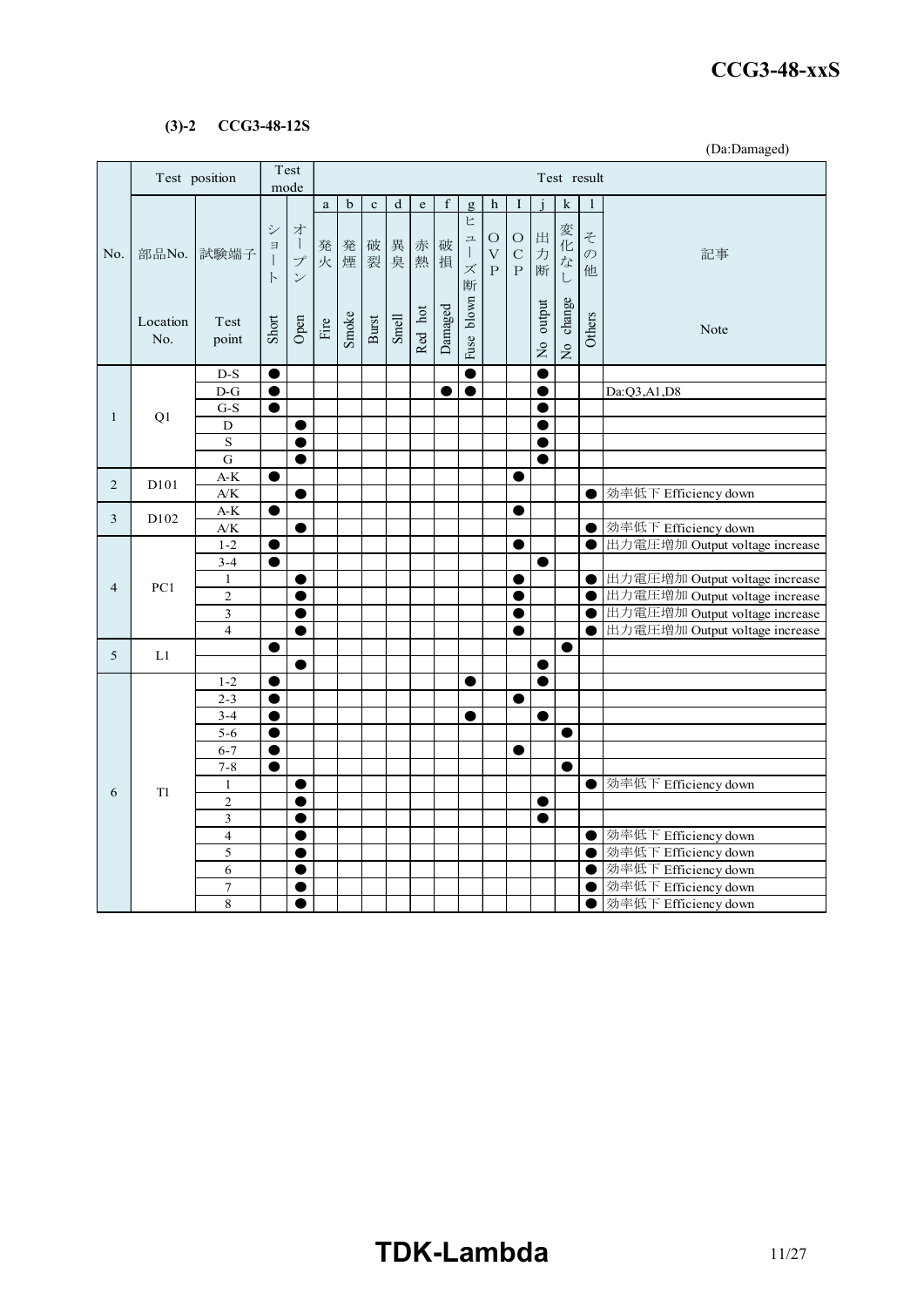**(3)-2 CCG3-48-12S**

(Da:Damaged)

| No. | 部品No. Location No. | 試験端子 Test point | ショート Short | オープン Open | a 発火 Fire | b 発煙 Smoke | c 破裂 Burst | d 異臭 Smell | e 赤熱 Red hot | f 破損 Damaged | g ヒューズ断 Fuse blown | h OVP | I OCP | j 出力断 No output | k 変化なし No change | l その他 Others | 記事 Note |
|---|---|---|---|---|---|---|---|---|---|---|---|---|---|---|---|---|---|
| 1 | Q1 | D-S | ● | | | | | | | | ● | | | ● | | | |
| | | D-G | ● | | | | | | | ● | ● | | | ● | | | Da:Q3,A1,D8 |
| | | G-S | ● | | | | | | | | | | | ● | | | |
| | | D | | ● | | | | | | | | | | ● | | | |
| | | S | | ● | | | | | | | | | | ● | | | |
| | | G | | ● | | | | | | | | | | ● | | | |
| 2 | D101 | A-K | ● | | | | | | | | | | ● | | | | |
| | | A/K | | ● | | | | | | | | | | | | ● | 効率低下 Efficiency down |
| 3 | D102 | A-K | ● | | | | | | | | | | ● | | | | |
| | | A/K | | ● | | | | | | | | | | | | ● | 効率低下 Efficiency down |
| 4 | PC1 | 1-2 | ● | | | | | | | | | | ● | | | ● | 出力電圧増加 Output voltage increase |
| | | 3-4 | ● | | | | | | | | | | | ● | | | |
| | | 1 | | ● | | | | | | | | | ● | | | ● | 出力電圧増加 Output voltage increase |
| | | 2 | | ● | | | | | | | | | ● | | | ● | 出力電圧増加 Output voltage increase |
| | | 3 | | ● | | | | | | | | | ● | | | ● | 出力電圧増加 Output voltage increase |
| | | 4 | | ● | | | | | | | | | ● | | | ● | 出力電圧増加 Output voltage increase |
| 5 | L1 | | ● | | | | | | | | | | | | ● | | |
| | | | | ● | | | | | | | | | | ● | | | |
| 6 | T1 | 1-2 | ● | | | | | | | | ● | | | ● | | | |
| | | 2-3 | ● | | | | | | | | | | ● | | | | |
| | | 3-4 | ● | | | | | | | | ● | | | ● | | | |
| | | 5-6 | ● | | | | | | | | | | | | ● | | |
| | | 6-7 | ● | | | | | | | | | | ● | | | | |
| | | 7-8 | ● | | | | | | | | | | | | ● | | |
| | | 1 | | ● | | | | | | | | | | | | ● | 効率低下 Efficiency down |
| | | 2 | | ● | | | | | | | | | | ● | | | |
| | | 3 | | ● | | | | | | | | | | ● | | | |
| | | 4 | | ● | | | | | | | | | | | | ● | 効率低下 Efficiency down |
| | | 5 | | ● | | | | | | | | | | | | ● | 効率低下 Efficiency down |
| | | 6 | | ● | | | | | | | | | | | | ● | 効率低下 Efficiency down |
| | | 7 | | ● | | | | | | | | | | | | ● | 効率低下 Efficiency down |
| | | 8 | | ● | | | | | | | | | | | | ● | 効率低下 Efficiency down |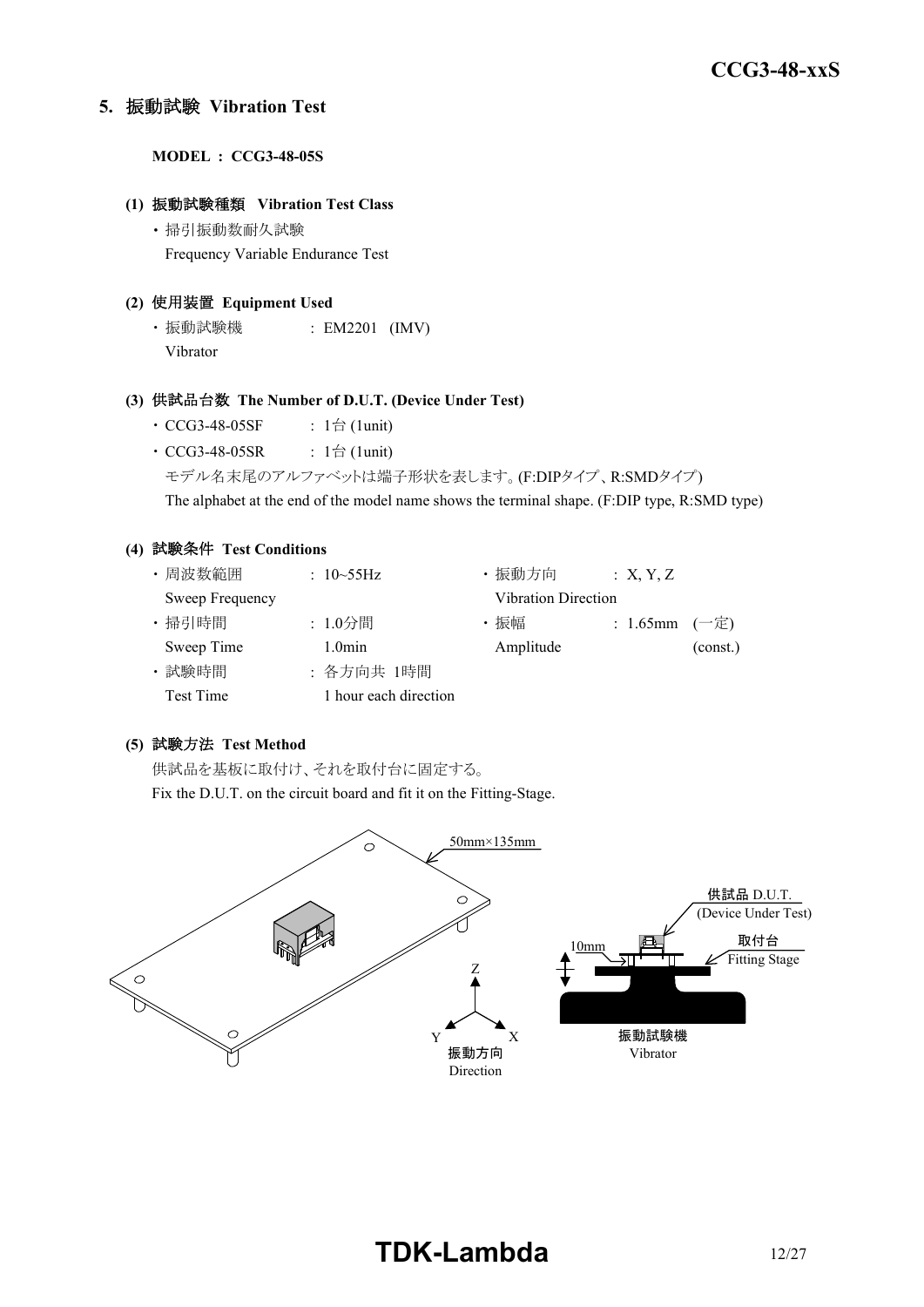## 5. 振動試験 Vibration Test

**MODEL : CCG3-48-05S**

### (1) 振動試験種類 Vibration Test Class

- 掃引振動数耐久試験
  Frequency Variable Endurance Test

### (2) 使用装置 Equipment Used

- 振動試験機 : EM2201 (IMV)
  Vibrator

### (3) 供試品台数 The Number of D.U.T. (Device Under Test)

- CCG3-48-05SF : 1台 (1unit)
- CCG3-48-05SR : 1台 (1unit)

  モデル名末尾のアルファベットは端子形状を表します。(F:DIPタイプ、R:SMDタイプ)
  The alphabet at the end of the model name shows the terminal shape. (F:DIP type, R:SMD type)

### (4) 試験条件 Test Conditions

- 周波数範囲 Sweep Frequency : 10~55Hz
- 掃引時間 Sweep Time : 1.0分間 1.0min
- 試験時間 Test Time : 各方向共 1時間 1 hour each direction
- 振動方向 Vibration Direction : X, Y, Z
- 振幅 Amplitude : 1.65mm (一定) (const.)

### (5) 試験方法 Test Method

供試品を基板に取付け、それを取付台に固定する。
Fix the D.U.T. on the circuit board and fit it on the Fitting-Stage.

50mm×135mm

供試品 D.U.T. (Device Under Test)

10mm

取付台 Fitting Stage

振動方向 Direction

振動試験機 Vibrator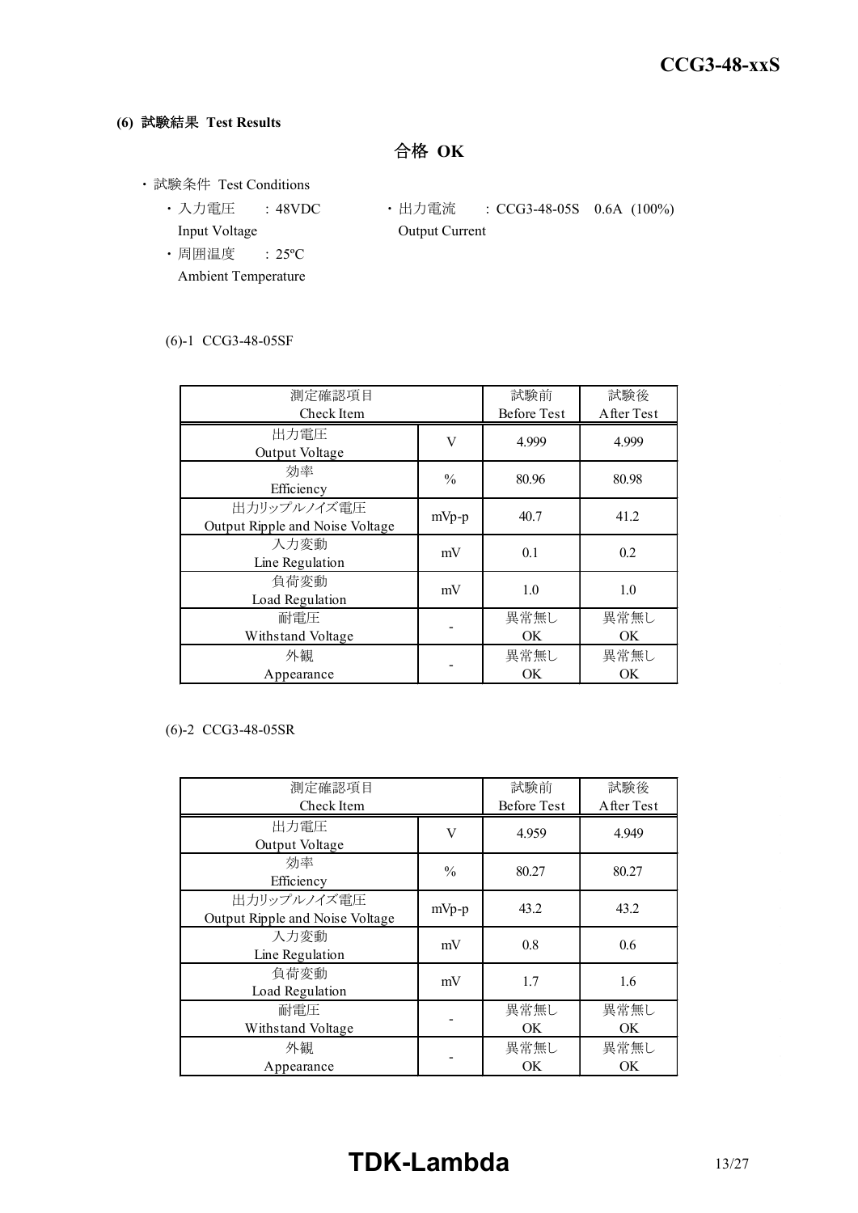**(6) 試験結果 Test Results**

**合格 OK**

- 試験条件 Test Conditions
  - 入力電圧 : 48VDC
    Input Voltage
  - 出力電流 : CCG3-48-05S 0.6A (100%)
    Output Current
  - 周囲温度 : 25ºC
    Ambient Temperature

(6)-1 CCG3-48-05SF

| 測定確認項目 Check Item | | 試験前 Before Test | 試験後 After Test |
|---|---|---|---|
| 出力電圧 Output Voltage | V | 4.999 | 4.999 |
| 効率 Efficiency | % | 80.96 | 80.98 |
| 出力リップルノイズ電圧 Output Ripple and Noise Voltage | mVp-p | 40.7 | 41.2 |
| 入力変動 Line Regulation | mV | 0.1 | 0.2 |
| 負荷変動 Load Regulation | mV | 1.0 | 1.0 |
| 耐電圧 Withstand Voltage | - | 異常無し OK | 異常無し OK |
| 外観 Appearance | - | 異常無し OK | 異常無し OK |

(6)-2 CCG3-48-05SR

| 測定確認項目 Check Item | | 試験前 Before Test | 試験後 After Test |
|---|---|---|---|
| 出力電圧 Output Voltage | V | 4.959 | 4.949 |
| 効率 Efficiency | % | 80.27 | 80.27 |
| 出力リップルノイズ電圧 Output Ripple and Noise Voltage | mVp-p | 43.2 | 43.2 |
| 入力変動 Line Regulation | mV | 0.8 | 0.6 |
| 負荷変動 Load Regulation | mV | 1.7 | 1.6 |
| 耐電圧 Withstand Voltage | - | 異常無し OK | 異常無し OK |
| 外観 Appearance | - | 異常無し OK | 異常無し OK |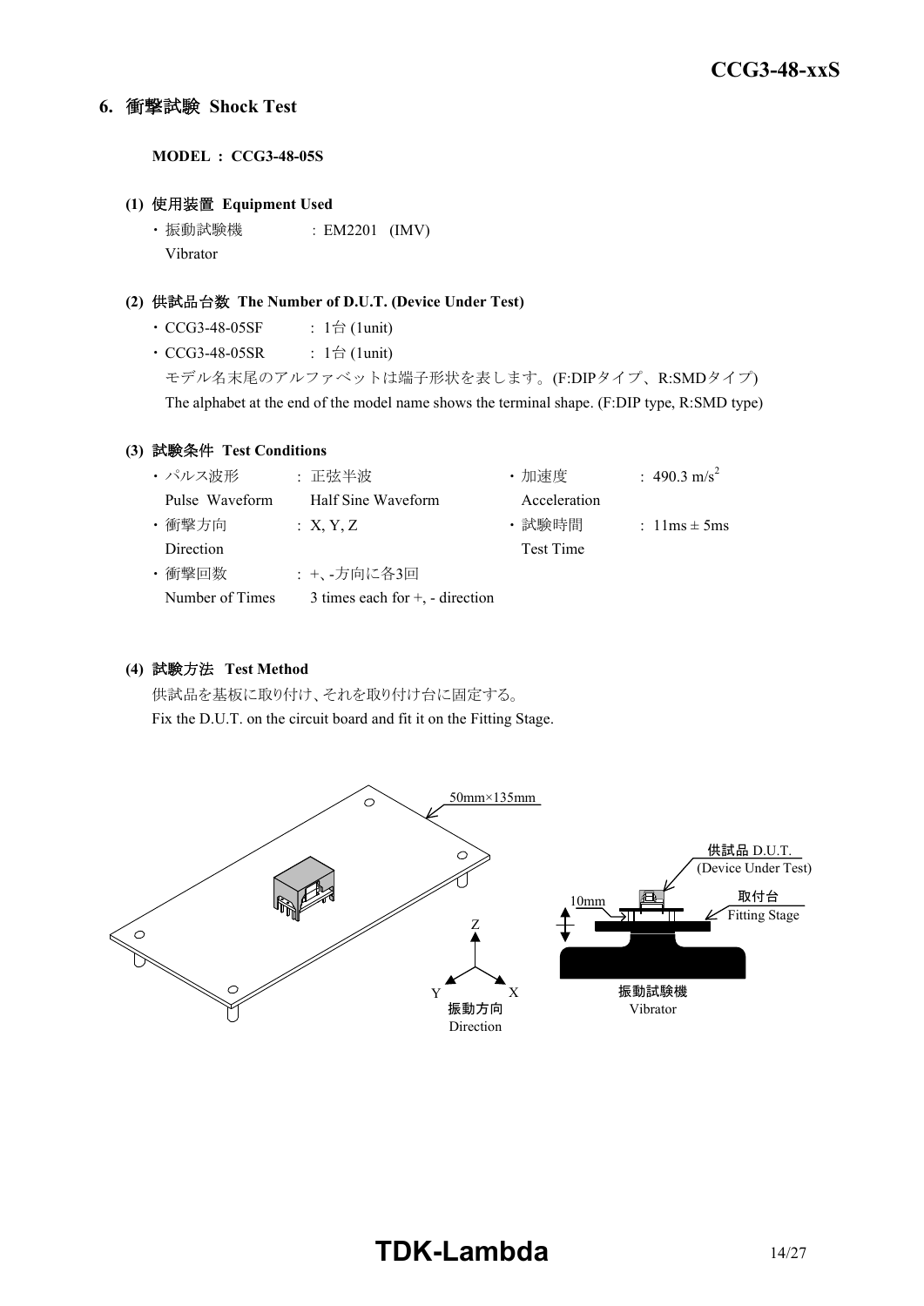## 6. 衝撃試験 Shock Test

**MODEL : CCG3-48-05S**

**(1) 使用装置 Equipment Used**

・振動試験機 Vibrator : EM2201 (IMV)

**(2) 供試品台数 The Number of D.U.T. (Device Under Test)**

・CCG3-48-05SF : 1台 (1unit)

・CCG3-48-05SR : 1台 (1unit)

モデル名末尾のアルファベットは端子形状を表します。(F:DIPタイプ、R:SMDタイプ)

The alphabet at the end of the model name shows the terminal shape. (F:DIP type, R:SMD type)

**(3) 試験条件 Test Conditions**

| | | | |
|---|---|---|---|
| ・パルス波形 Pulse Waveform | : 正弦半波 Half Sine Waveform | ・加速度 Acceleration | : 490.3 $m/s^2$ |
| ・衝撃方向 Direction | : X, Y, Z | ・試験時間 Test Time | : 11ms ± 5ms |
| ・衝撃回数 Number of Times | : +、-方向に各3回 3 times each for +, - direction | | |

**(4) 試験方法 Test Method**

供試品を基板に取り付け、それを取り付け台に固定する。

Fix the D.U.T. on the circuit board and fit it on the Fitting Stage.

50mm×135mm

供試品 D.U.T. (Device Under Test)

取付台 Fitting Stage

10mm

振動試験機 Vibrator

Z Y X 振動方向 Direction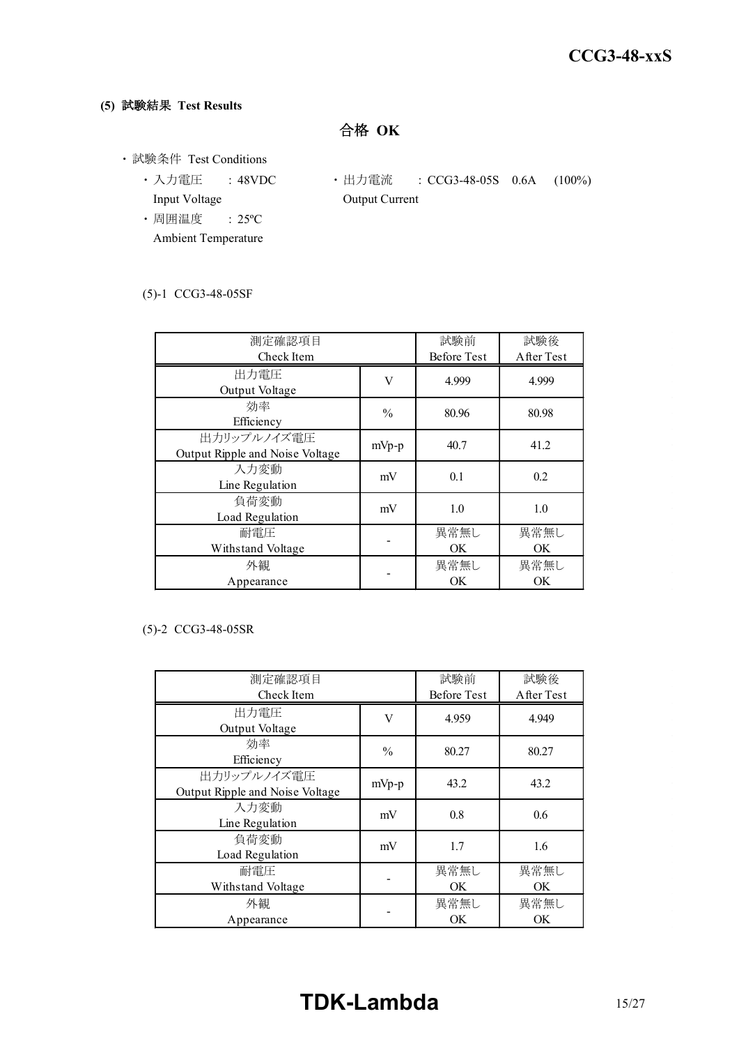**(5) 試験結果 Test Results**

**合格 OK**

・試験条件 Test Conditions

- 入力電圧 Input Voltage : 48VDC
- 出力電流 Output Current : CCG3-48-05S 0.6A (100%)
- 周囲温度 Ambient Temperature : 25ºC

(5)-1 CCG3-48-05SF

| 測定確認項目 Check Item | | 試験前 Before Test | 試験後 After Test |
|---|---|---|---|
| 出力電圧 Output Voltage | V | 4.999 | 4.999 |
| 効率 Efficiency | % | 80.96 | 80.98 |
| 出力リップルノイズ電圧 Output Ripple and Noise Voltage | mVp-p | 40.7 | 41.2 |
| 入力変動 Line Regulation | mV | 0.1 | 0.2 |
| 負荷変動 Load Regulation | mV | 1.0 | 1.0 |
| 耐電圧 Withstand Voltage | - | 異常無し OK | 異常無し OK |
| 外観 Appearance | - | 異常無し OK | 異常無し OK |

(5)-2 CCG3-48-05SR

| 測定確認項目 Check Item | | 試験前 Before Test | 試験後 After Test |
|---|---|---|---|
| 出力電圧 Output Voltage | V | 4.959 | 4.949 |
| 効率 Efficiency | % | 80.27 | 80.27 |
| 出力リップルノイズ電圧 Output Ripple and Noise Voltage | mVp-p | 43.2 | 43.2 |
| 入力変動 Line Regulation | mV | 0.8 | 0.6 |
| 負荷変動 Load Regulation | mV | 1.7 | 1.6 |
| 耐電圧 Withstand Voltage | - | 異常無し OK | 異常無し OK |
| 外観 Appearance | - | 異常無し OK | 異常無し OK |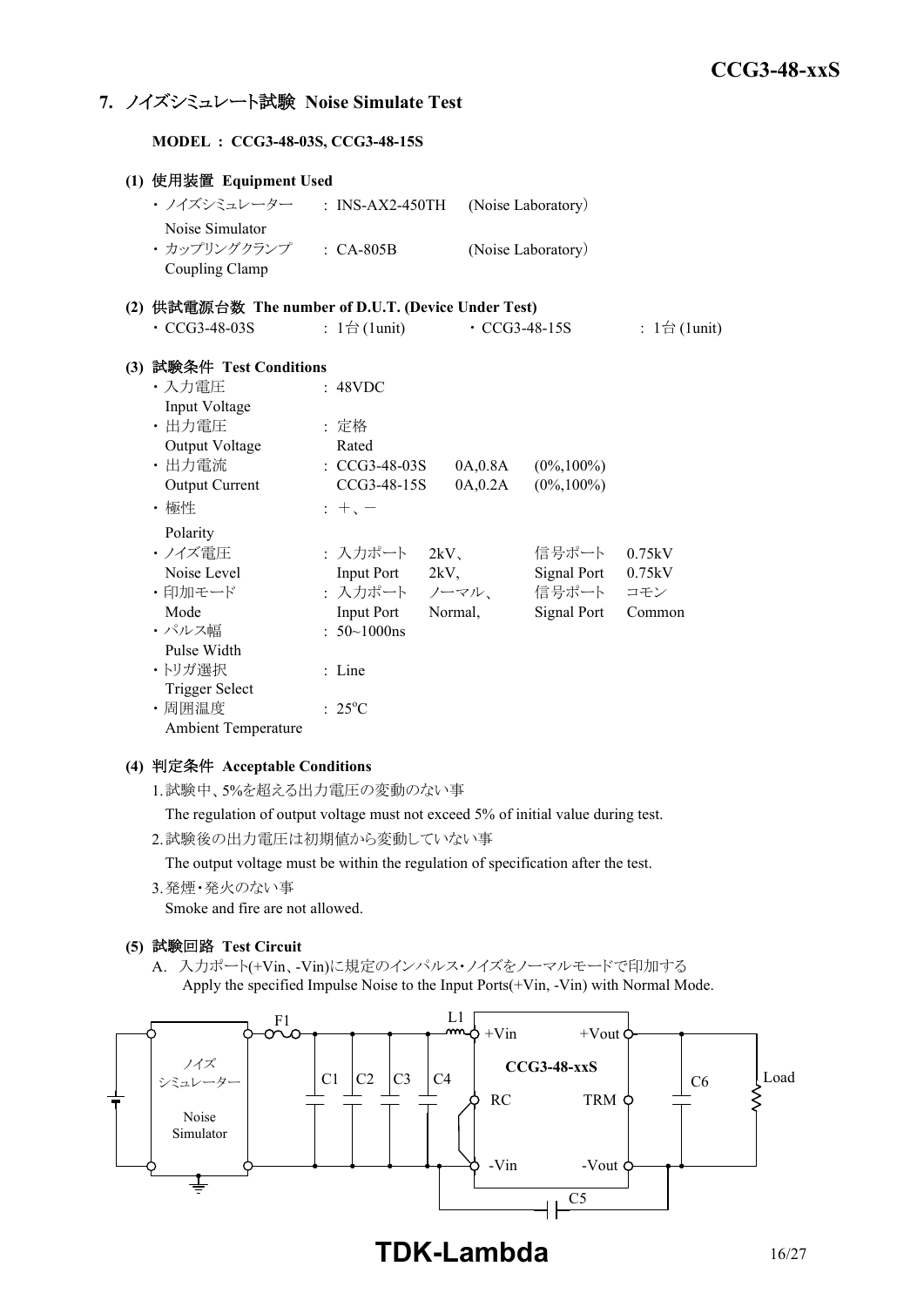## 7. ノイズシミュレート試験 Noise Simulate Test

**MODEL : CCG3-48-03S, CCG3-48-15S**

### (1) 使用装置 Equipment Used

- ノイズシミュレーター Noise Simulator : INS-AX2-450TH (Noise Laboratory)
- カップリングクランプ Coupling Clamp : CA-805B (Noise Laboratory)

### (2) 供試電源台数 The number of D.U.T. (Device Under Test)

- CCG3-48-03S : 1台 (1unit)
- CCG3-48-15S : 1台 (1unit)

### (3) 試験条件 Test Conditions

- 入力電圧 Input Voltage : 48VDC
- 出力電圧 Output Voltage : 定格 Rated
- 出力電流 Output Current : CCG3-48-03S 0A,0.8A (0%,100%) / CCG3-48-15S 0A,0.2A (0%,100%)
- 極性 Polarity : +、−
- ノイズ電圧 Noise Level : 入力ポート Input Port 2kV、 信号ポート Signal Port 0.75kV
- 印加モード Mode : 入力ポート Input Port ノーマル、Normal, 信号ポート Signal Port コモン Common
- パルス幅 Pulse Width : 50~1000ns
- トリガ選択 Trigger Select : Line
- 周囲温度 Ambient Temperature : 25°C

### (4) 判定条件 Acceptable Conditions

1. 試験中、5%を超える出力電圧の変動のない事
   The regulation of output voltage must not exceed 5% of initial value during test.
2. 試験後の出力電圧は初期値から変動していない事
   The output voltage must be within the regulation of specification after the test.
3. 発煙・発火のない事
   Smoke and fire are not allowed.

### (5) 試験回路 Test Circuit

A. 入力ポート(+Vin、-Vin)に規定のインパルス・ノイズをノーマルモードで印加する
Apply the specified Impulse Noise to the Input Ports(+Vin, -Vin) with Normal Mode.

ノイズシミュレーター Noise Simulator, F1, C1, C2, C3, C4, L1, +Vin, RC, -Vin, CCG3-48-xxS, +Vout, TRM, -Vout, C5, C6, Load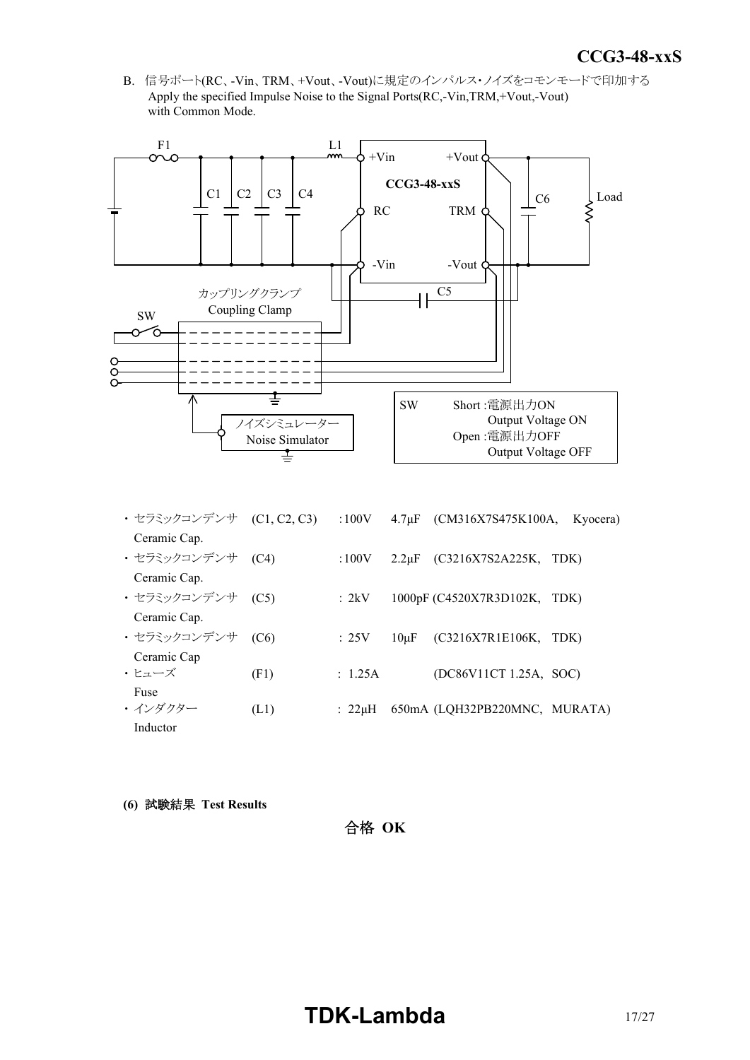B. 信号ポート(RC、-Vin、TRM、+Vout、-Vout)に規定のインパルス・ノイズをコモンモードで印加する
Apply the specified Impulse Noise to the Signal Ports(RC,-Vin,TRM,+Vout,-Vout) with Common Mode.

F1 L1 +Vin +Vout CCG3-48-xxS C1 C2 C3 C4 RC TRM C6 Load -Vin -Vout C5

カップリングクランプ
Coupling Clamp

SW

ノイズシミュレーター
Noise Simulator

| SW | |
|---|---|
| Short : 電源出力ON Output Voltage ON | |
| Open : 電源出力OFF Output Voltage OFF | |

- セラミックコンデンサ Ceramic Cap. (C1, C2, C3) : 100V 4.7μF (CM316X7S475K100A, Kyocera)
- セラミックコンデンサ Ceramic Cap. (C4) : 100V 2.2μF (C3216X7S2A225K, TDK)
- セラミックコンデンサ Ceramic Cap. (C5) : 2kV 1000pF (C4520X7R3D102K, TDK)
- セラミックコンデンサ Ceramic Cap (C6) : 25V 10μF (C3216X7R1E106K, TDK)
- ヒューズ Fuse (F1) : 1.25A (DC86V11CT 1.25A, SOC)
- インダクター Inductor (L1) : 22μH 650mA (LQH32PB220MNC, MURATA)

**(6) 試験結果 Test Results**

合格 **OK**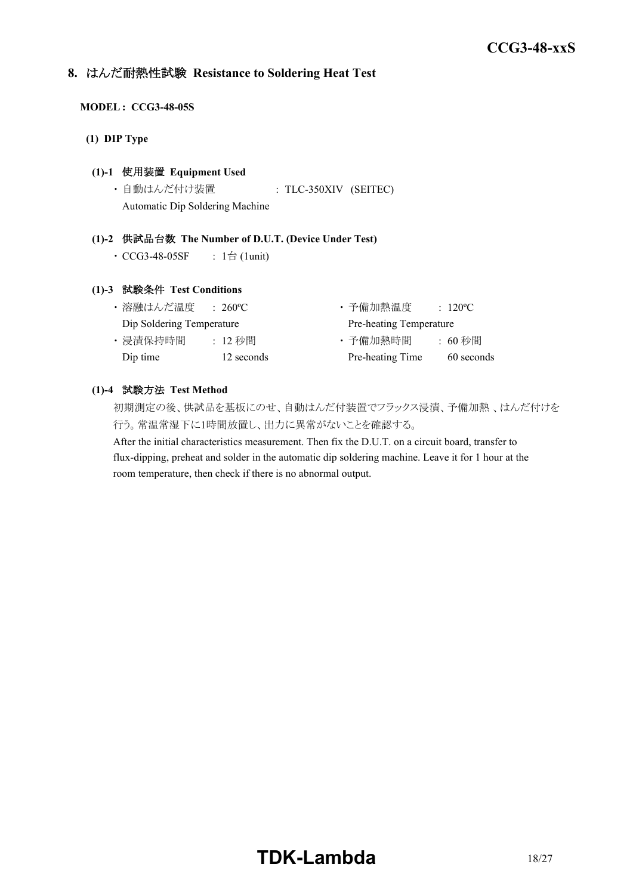## 8. はんだ耐熱性試験 Resistance to Soldering Heat Test

**MODEL : CCG3-48-05S**

**(1) DIP Type**

**(1)-1 使用装置 Equipment Used**

・自動はんだ付け装置 : TLC-350XIV (SEITEC)
Automatic Dip Soldering Machine

**(1)-2 供試品台数 The Number of D.U.T. (Device Under Test)**

・CCG3-48-05SF : 1台 (1unit)

**(1)-3 試験条件 Test Conditions**

・溶融はんだ温度 : 260ºC
Dip Soldering Temperature

・浸漬保持時間 : 12 秒間
Dip time 12 seconds

・予備加熱温度 : 120ºC
Pre-heating Temperature

・予備加熱時間 : 60 秒間
Pre-heating Time 60 seconds

**(1)-4 試験方法 Test Method**

初期測定の後、供試品を基板にのせ、自動はんだ付装置でフラックス浸漬、予備加熱 、はんだ付けを行う。常温常湿下に1時間放置し、出力に異常がないことを確認する。

After the initial characteristics measurement. Then fix the D.U.T. on a circuit board, transfer to flux-dipping, preheat and solder in the automatic dip soldering machine. Leave it for 1 hour at the room temperature, then check if there is no abnormal output.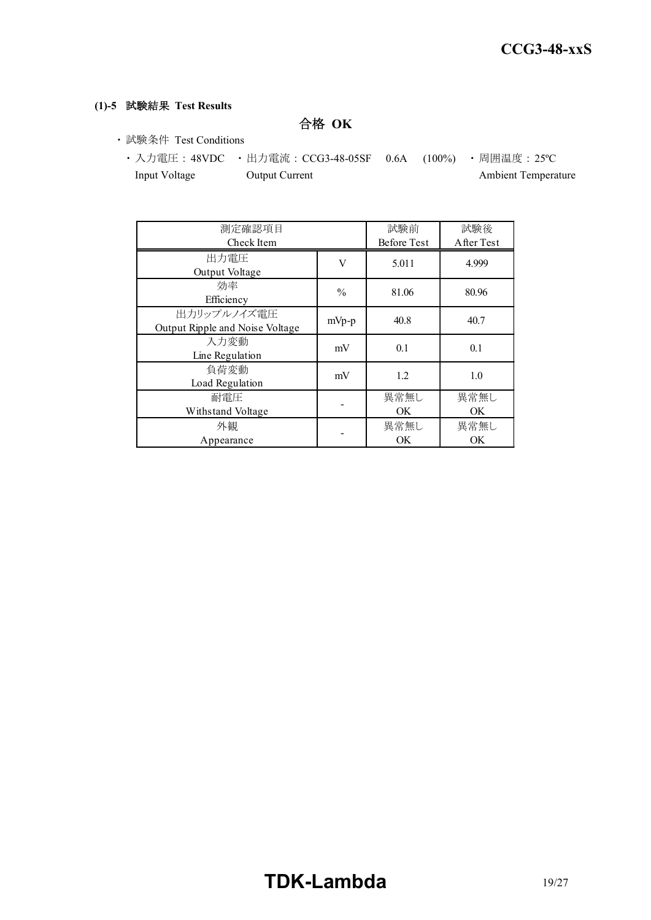**(1)-5 試験結果 Test Results**

**合格 OK**

- 試験条件 Test Conditions
  - 入力電圧：48VDC Input Voltage
  - 出力電流：CCG3-48-05SF 0.6A (100%) Output Current
  - 周囲温度：25ºC Ambient Temperature

| 測定確認項目 Check Item | | 試験前 Before Test | 試験後 After Test |
|---|---|---|---|
| 出力電圧 Output Voltage | V | 5.011 | 4.999 |
| 効率 Efficiency | % | 81.06 | 80.96 |
| 出力リップルノイズ電圧 Output Ripple and Noise Voltage | mVp-p | 40.8 | 40.7 |
| 入力変動 Line Regulation | mV | 0.1 | 0.1 |
| 負荷変動 Load Regulation | mV | 1.2 | 1.0 |
| 耐電圧 Withstand Voltage | - | 異常無し OK | 異常無し OK |
| 外観 Appearance | - | 異常無し OK | 異常無し OK |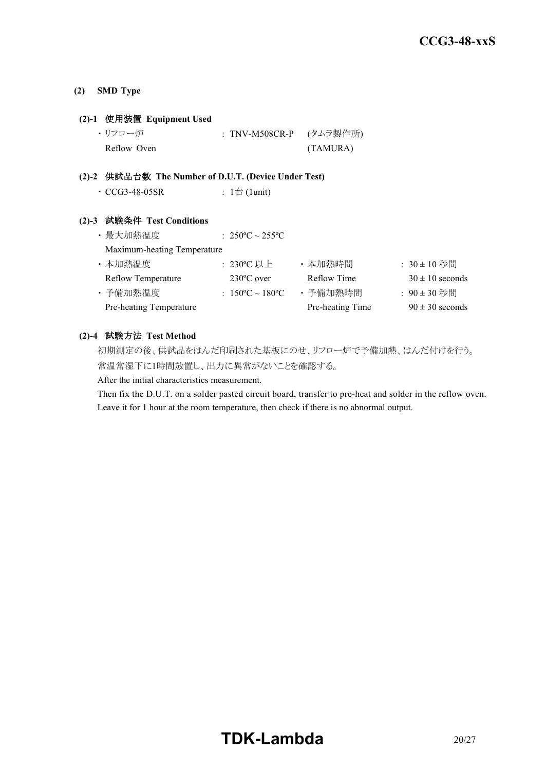**(2) SMD Type**

**(2)-1 使用装置 Equipment Used**

- リフロー炉 : TNV-M508CR-P (タムラ製作所)
  Reflow Oven (TAMURA)

**(2)-2 供試品台数 The Number of D.U.T. (Device Under Test)**

- CCG3-48-05SR : 1台 (1unit)

**(2)-3 試験条件 Test Conditions**

- 最大加熱温度 : 250ºC ~ 255ºC
  Maximum-heating Temperature
- 本加熱温度 : 230ºC 以上 ・本加熱時間 : 30 ± 10 秒間
  Reflow Temperature 230ºC over Reflow Time 30 ± 10 seconds
- 予備加熱温度 : 150ºC ~ 180ºC ・予備加熱時間 : 90 ± 30 秒間
  Pre-heating Temperature Pre-heating Time 90 ± 30 seconds

**(2)-4 試験方法 Test Method**

初期測定の後、供試品をはんだ印刷された基板にのせ、リフロー炉で予備加熱、はんだ付けを行う。
常温常湿下に1時間放置し、出力に異常がないことを確認する。

After the initial characteristics measurement.
Then fix the D.U.T. on a solder pasted circuit board, transfer to pre-heat and solder in the reflow oven.
Leave it for 1 hour at the room temperature, then check if there is no abnormal output.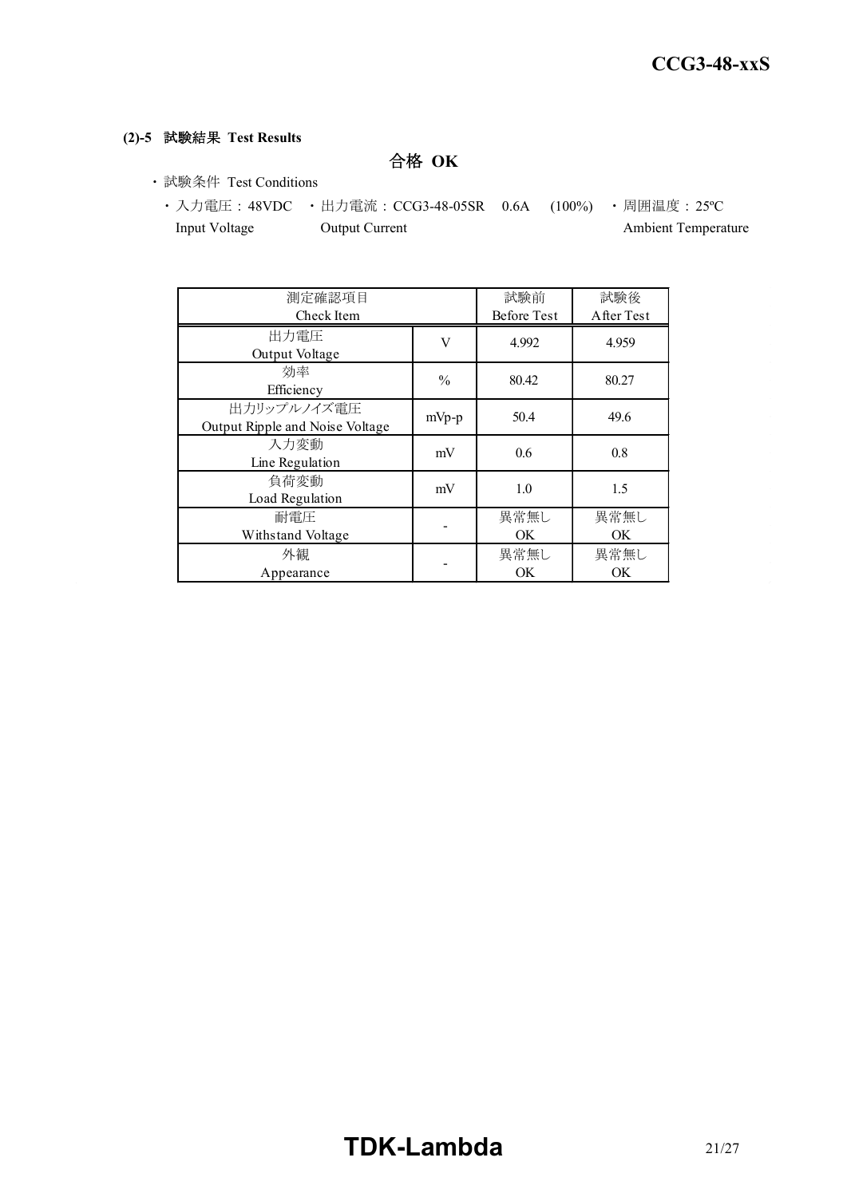**(2)-5 試験結果 Test Results**

**合格 OK**

・試験条件 Test Conditions

・入力電圧：48VDC　・出力電流：CCG3-48-05SR　0.6A　(100%)　・周囲温度：25ºC
Input Voltage　Output Current　Ambient Temperature

| 測定確認項目<br>Check Item | | 試験前<br>Before Test | 試験後<br>After Test |
|---|---|---|---|
| 出力電圧<br>Output Voltage | V | 4.992 | 4.959 |
| 効率<br>Efficiency | % | 80.42 | 80.27 |
| 出力リップルノイズ電圧<br>Output Ripple and Noise Voltage | mVp-p | 50.4 | 49.6 |
| 入力変動<br>Line Regulation | mV | 0.6 | 0.8 |
| 負荷変動<br>Load Regulation | mV | 1.0 | 1.5 |
| 耐電圧<br>Withstand Voltage | - | 異常無し<br>OK | 異常無し<br>OK |
| 外観<br>Appearance | - | 異常無し<br>OK | 異常無し<br>OK |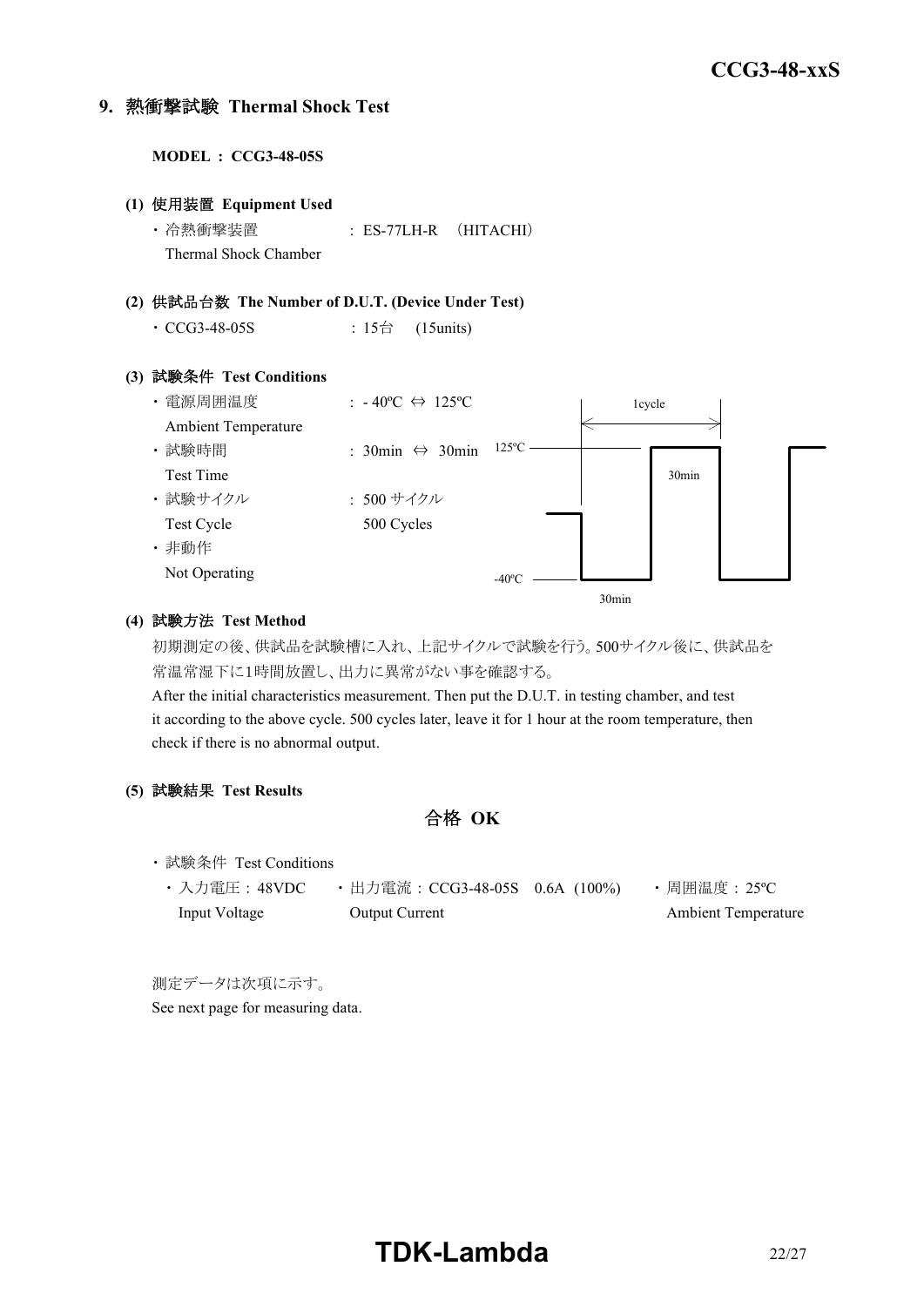## 9. 熱衝撃試験 Thermal Shock Test

**MODEL : CCG3-48-05S**

**(1) 使用装置 Equipment Used**

・冷熱衝撃装置 : ES-77LH-R (HITACHI)
Thermal Shock Chamber

**(2) 供試品台数 The Number of D.U.T. (Device Under Test)**

・CCG3-48-05S : 15台 (15units)

**(3) 試験条件 Test Conditions**

・電源周囲温度 : - 40ºC ⇔ 125ºC
Ambient Temperature

・試験時間 : 30min ⇔ 30min
Test Time

・試験サイクル : 500 サイクル
Test Cycle 500 Cycles

・非動作
Not Operating

1cycle

125ºC 30min

-40ºC 30min

**(4) 試験方法 Test Method**

初期測定の後、供試品を試験槽に入れ、上記サイクルで試験を行う。500サイクル後に、供試品を常温常湿下に1時間放置し、出力に異常がない事を確認する。

After the initial characteristics measurement. Then put the D.U.T. in testing chamber, and test it according to the above cycle. 500 cycles later, leave it for 1 hour at the room temperature, then check if there is no abnormal output.

**(5) 試験結果 Test Results**

**合格 OK**

・試験条件 Test Conditions

・入力電圧 : 48VDC
Input Voltage

・出力電流 : CCG3-48-05S 0.6A (100%)
Output Current

・周囲温度 : 25ºC
Ambient Temperature

測定データは次項に示す。
See next page for measuring data.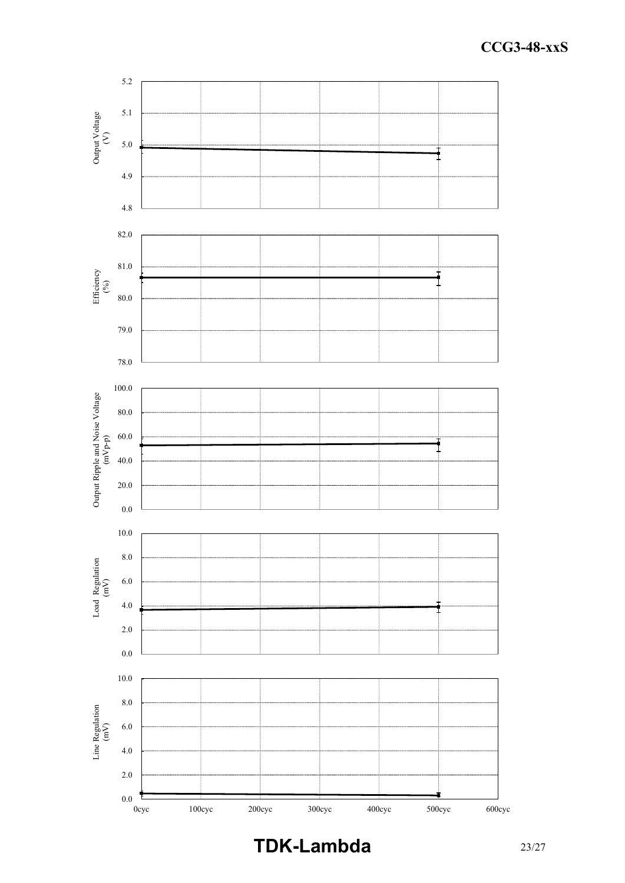Output Voltage (V)

5.2
5.1
5.0
4.9
4.8

Efficiency (%)

82.0
81.0
80.0
79.0
78.0

Output Ripple and Noise Voltage (mVp-p)

100.0
80.0
60.0
40.0
20.0
0.0

Load Regulation (mV)

10.0
8.0
6.0
4.0
2.0
0.0

Line Regulation (mV)

10.0
8.0
6.0
4.0
2.0
0.0

0cyc 100cyc 200cyc 300cyc 400cyc 500cyc 600cyc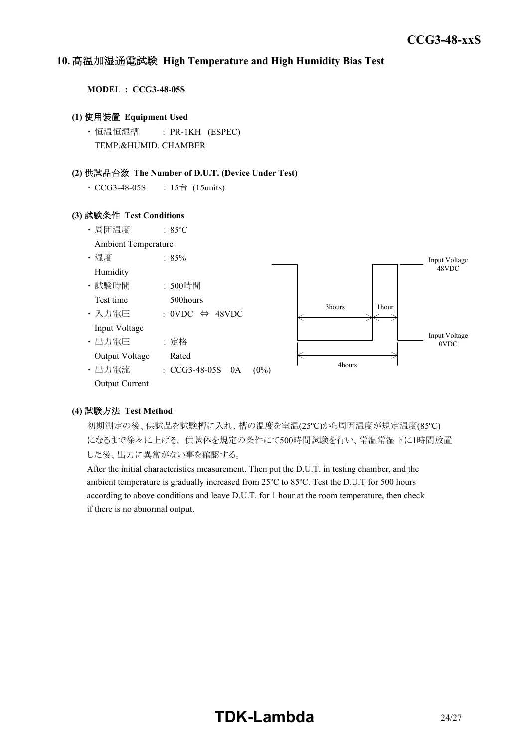## 10. 高温加湿通電試験 High Temperature and High Humidity Bias Test

**MODEL : CCG3-48-05S**

**(1) 使用装置 Equipment Used**

- 恒温恒湿槽 : PR-1KH (ESPEC)
  TEMP.&HUMID. CHAMBER

**(2) 供試品台数 The Number of D.U.T. (Device Under Test)**

- CCG3-48-05S : 15台 (15units)

**(3) 試験条件 Test Conditions**

- 周囲温度 : 85ºC
  Ambient Temperature
- 湿度 : 85%
  Humidity
- 試験時間 : 500時間
  Test time 500hours
- 入力電圧 : 0VDC ⇔ 48VDC
  Input Voltage
- 出力電圧 : 定格
  Output Voltage Rated
- 出力電流 : CCG3-48-05S 0A (0%)
  Output Current

Input Voltage 48VDC
Input Voltage 0VDC
3hours
1hour
4hours

**(4) 試験方法 Test Method**

初期測定の後、供試品を試験槽に入れ、槽の温度を室温(25ºC)から周囲温度が規定温度(85ºC)になるまで徐々に上げる。供試体を規定の条件にて500時間試験を行い、常温常湿下に1時間放置した後、出力に異常がない事を確認する。

After the initial characteristics measurement. Then put the D.U.T. in testing chamber, and the ambient temperature is gradually increased from 25ºC to 85ºC. Test the D.U.T for 500 hours according to above conditions and leave D.U.T. for 1 hour at the room temperature, then check if there is no abnormal output.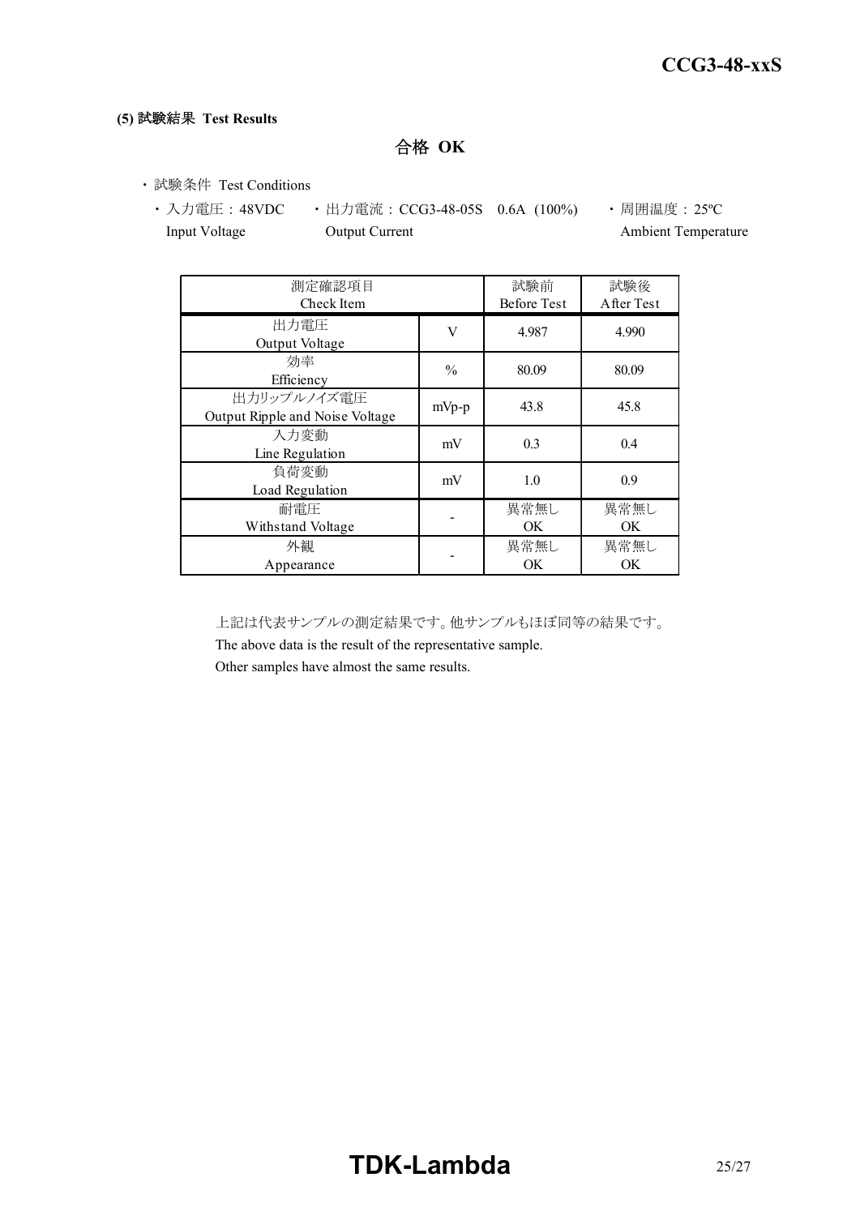**(5) 試験結果 Test Results**

**合格 OK**

- 試験条件 Test Conditions
  - 入力電圧：48VDC
    Input Voltage
  - 出力電流：CCG3-48-05S 0.6A (100%)
    Output Current
  - 周囲温度：25ºC
    Ambient Temperature

| 測定確認項目<br>Check Item | | 試験前<br>Before Test | 試験後<br>After Test |
|---|---|---|---|
| 出力電圧<br>Output Voltage | V | 4.987 | 4.990 |
| 効率<br>Efficiency | % | 80.09 | 80.09 |
| 出力リップルノイズ電圧<br>Output Ripple and Noise Voltage | mVp-p | 43.8 | 45.8 |
| 入力変動<br>Line Regulation | mV | 0.3 | 0.4 |
| 負荷変動<br>Load Regulation | mV | 1.0 | 0.9 |
| 耐電圧<br>Withstand Voltage | - | 異常無し<br>OK | 異常無し<br>OK |
| 外観<br>Appearance | - | 異常無し<br>OK | 異常無し<br>OK |

上記は代表サンプルの測定結果です。他サンプルもほぼ同等の結果です。
The above data is the result of the representative sample.
Other samples have almost the same results.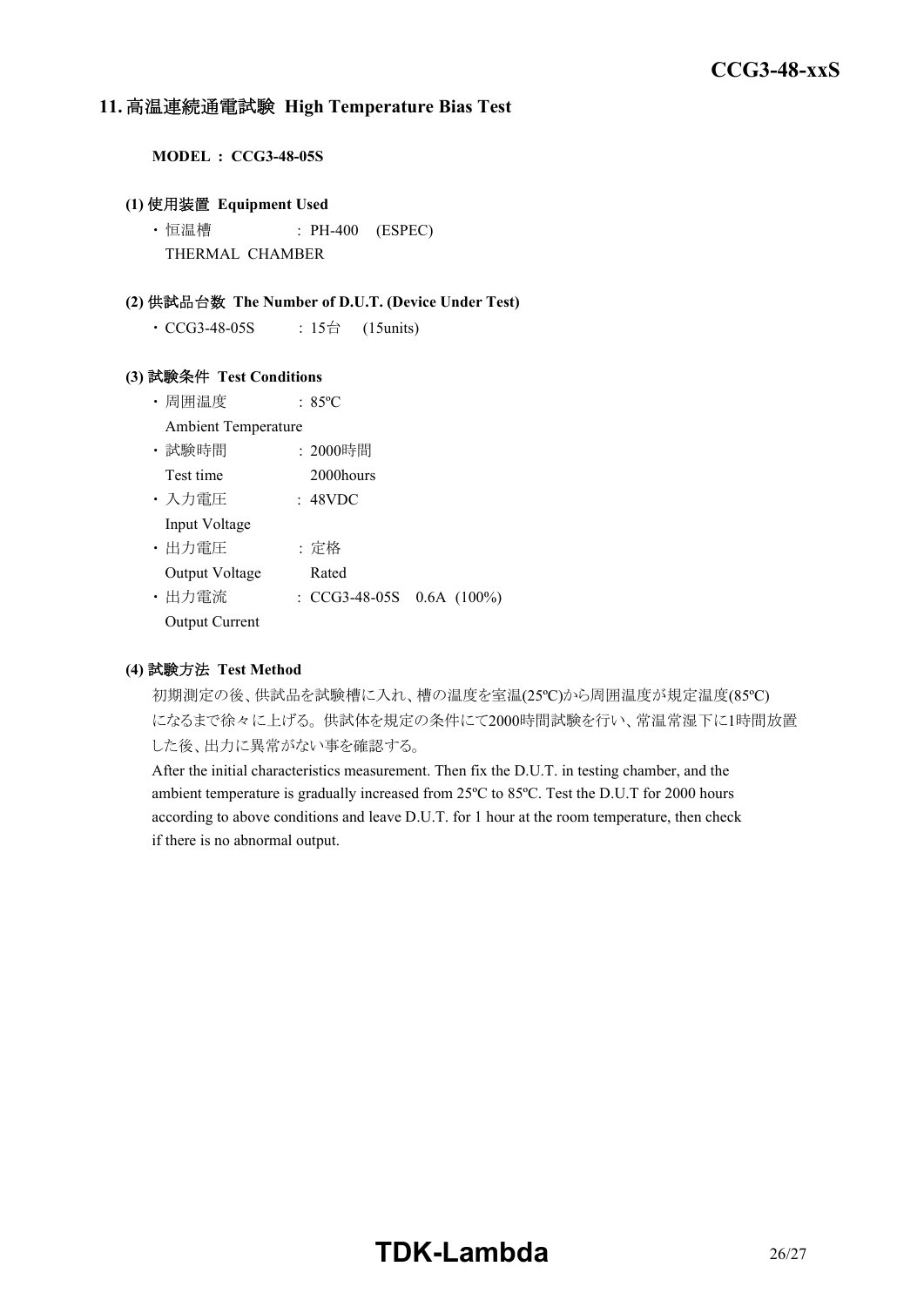## 11. 高温連続通電試験 High Temperature Bias Test

**MODEL : CCG3-48-05S**

**(1) 使用装置 Equipment Used**

・恒温槽 : PH-400 (ESPEC)
THERMAL CHAMBER

**(2) 供試品台数 The Number of D.U.T. (Device Under Test)**

・CCG3-48-05S : 15台 (15units)

**(3) 試験条件 Test Conditions**

・周囲温度 : 85ºC
Ambient Temperature

・試験時間 : 2000時間
Test time 2000hours

・入力電圧 : 48VDC
Input Voltage

・出力電圧 : 定格
Output Voltage Rated

・出力電流 : CCG3-48-05S 0.6A (100%)
Output Current

**(4) 試験方法 Test Method**

初期測定の後、供試品を試験槽に入れ、槽の温度を室温(25ºC)から周囲温度が規定温度(85ºC)になるまで徐々に上げる。供試体を規定の条件にて2000時間試験を行い、常温常湿下に1時間放置した後、出力に異常がない事を確認する。

After the initial characteristics measurement. Then fix the D.U.T. in testing chamber, and the ambient temperature is gradually increased from 25ºC to 85ºC. Test the D.U.T for 2000 hours according to above conditions and leave D.U.T. for 1 hour at the room temperature, then check if there is no abnormal output.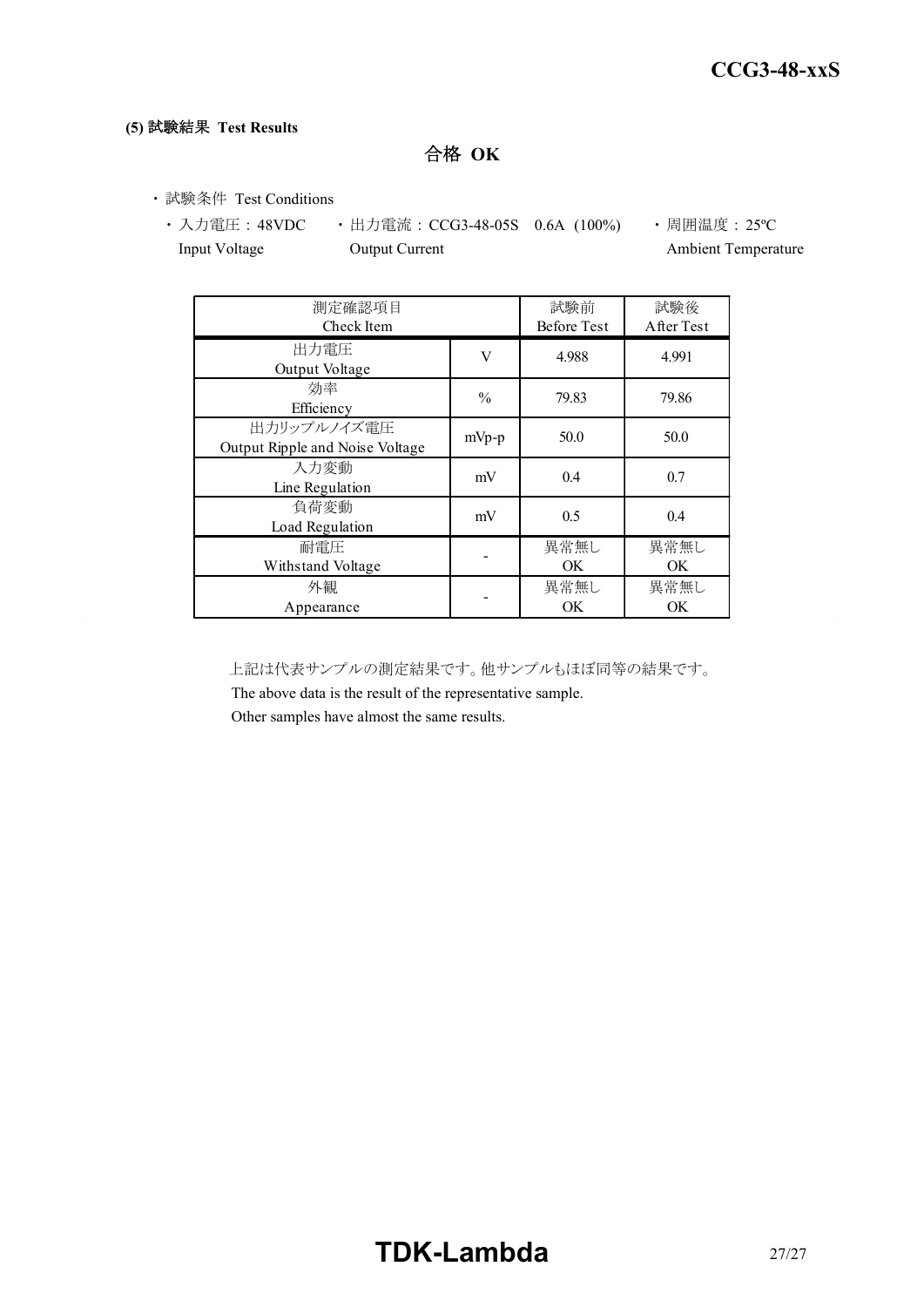**(5) 試験結果 Test Results**

**合格 OK**

- 試験条件 Test Conditions
  - 入力電圧：48VDC Input Voltage
  - 出力電流：CCG3-48-05S 0.6A (100%) Output Current
  - 周囲温度：25ºC Ambient Temperature

| 測定確認項目 Check Item | | 試験前 Before Test | 試験後 After Test |
|---|---|---|---|
| 出力電圧 Output Voltage | V | 4.988 | 4.991 |
| 効率 Efficiency | % | 79.83 | 79.86 |
| 出力リップルノイズ電圧 Output Ripple and Noise Voltage | mVp-p | 50.0 | 50.0 |
| 入力変動 Line Regulation | mV | 0.4 | 0.7 |
| 負荷変動 Load Regulation | mV | 0.5 | 0.4 |
| 耐電圧 Withstand Voltage | - | 異常無し OK | 異常無し OK |
| 外観 Appearance | - | 異常無し OK | 異常無し OK |

上記は代表サンプルの測定結果です。他サンプルもほぼ同等の結果です。
The above data is the result of the representative sample.
Other samples have almost the same results.